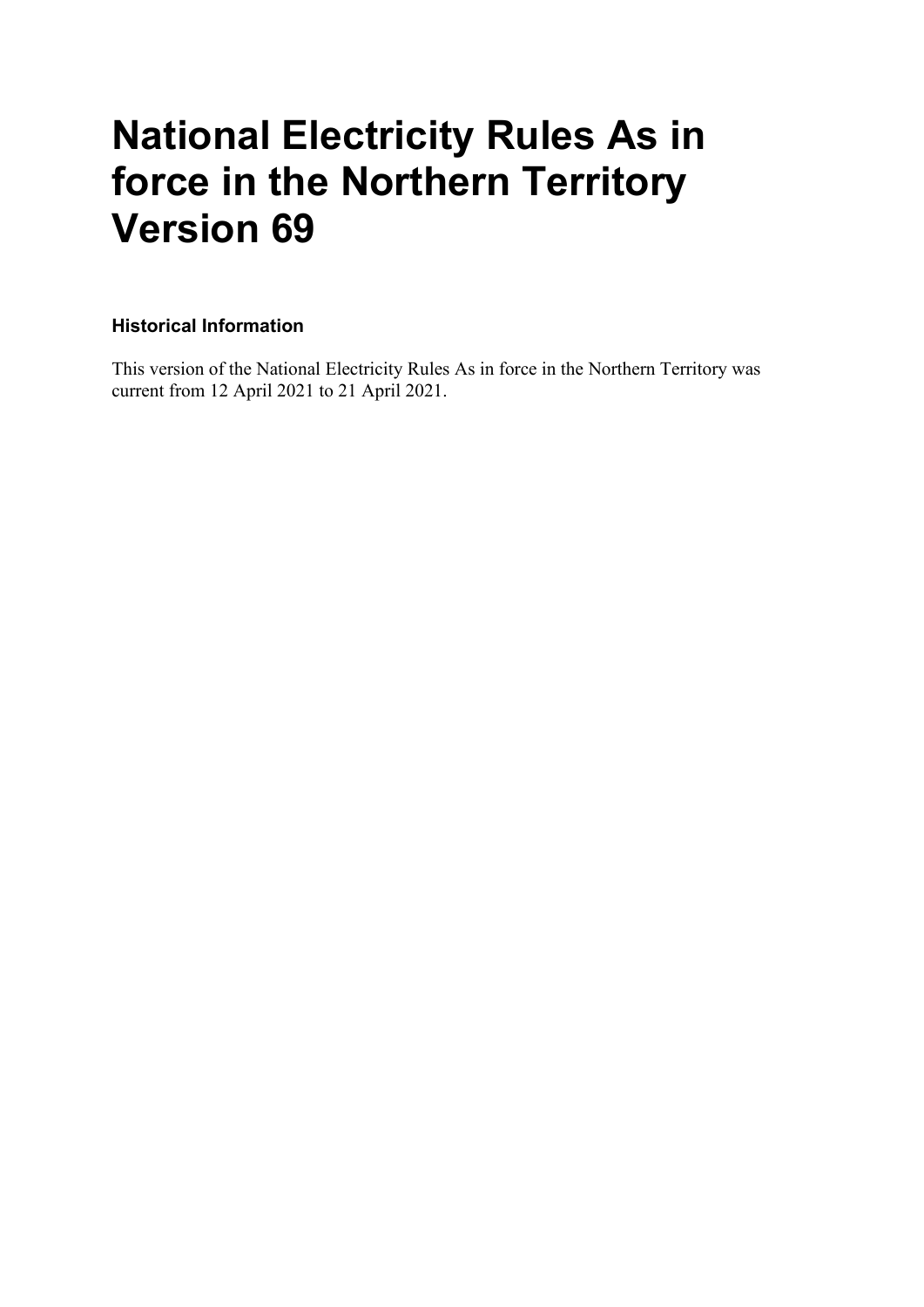# National Electricity Rules As in force in the Northern Territory Version 69

### Historical Information

This version of the National Electricity Rules As in force in the Northern Territory was current from 12 April 2021 to 21 April 2021.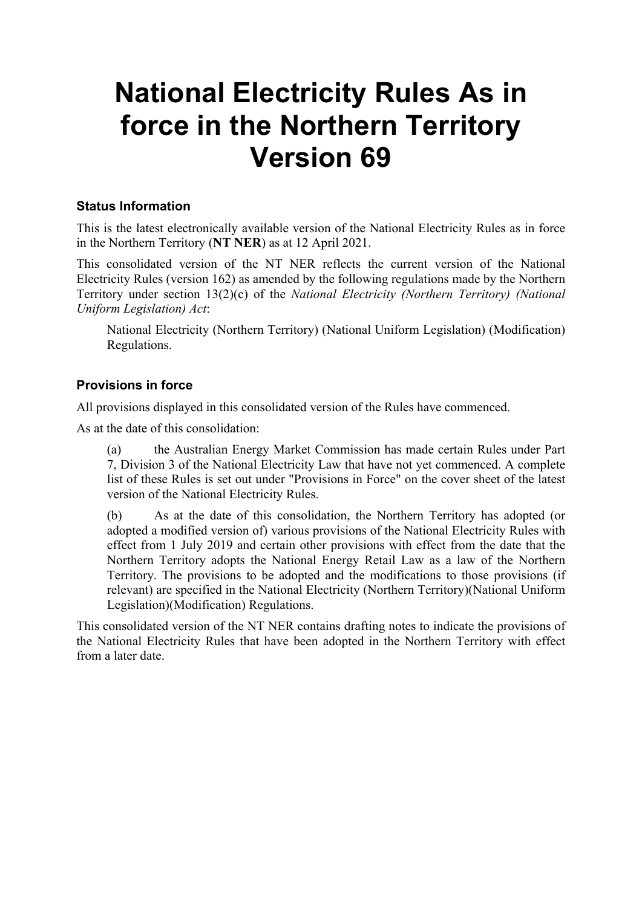# National Electricity Rules As in force in the Northern Territory Version 69

### Status Information

This is the latest electronically available version of the National Electricity Rules as in force in the Northern Territory (**NT NER**) as at 12 April 2021.

This consolidated version of the NT NER reflects the current version of the National Electricity Rules (version 162) as amended by the following regulations made by the Northern Territory under section 13(2)(c) of the *National Electricity (Northern Territory) (National Uniform Legislation) Act*:

> National Electricity (Northern Territory) (National Uniform Legislation) (Modification) Regulations.

### Provisions in force

All provisions displayed in this consolidated version of the Rules have commenced.

As at the date of this consolidation:

(a) the Australian Energy Market Commission has made certain Rules under Part 7, Division 3 of the National Electricity Law that have not yet commenced. A complete list of these Rules is set out under "Provisions in Force" on the cover sheet of the latest version of the National Electricity Rules.

(b) As at the date of this consolidation, the Northern Territory has adopted (or adopted a modified version of) various provisions of the National Electricity Rules with effect from 1 July 2019 and certain other provisions with effect from the date that the Northern Territory adopts the National Energy Retail Law as a law of the Northern Territory. The provisions to be adopted and the modifications to those provisions (if relevant) are specified in the National Electricity (Northern Territory)(National Uniform Legislation)(Modification) Regulations.

This consolidated version of the NT NER contains drafting notes to indicate the provisions of the National Electricity Rules that have been adopted in the Northern Territory with effect from a later date.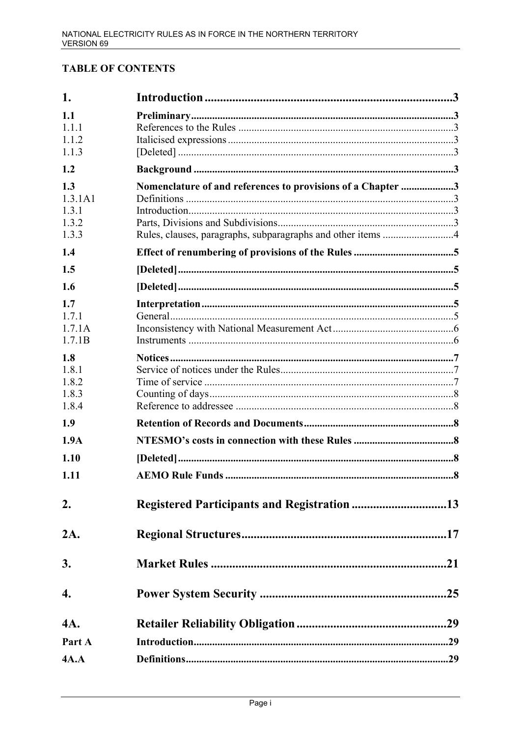## TABLE OF CONTENTS

| | | |
|---|---|---|
| **1.** | **Introduction** | **3** |
| **1.1** | **Preliminary** | **3** |
| 1.1.1 | References to the Rules | 3 |
| 1.1.2 | Italicised expressions | 3 |
| 1.1.3 | [Deleted] | 3 |
| **1.2** | **Background** | **3** |
| **1.3** | **Nomenclature of and references to provisions of a Chapter** | **3** |
| 1.3.1A1 | Definitions | 3 |
| 1.3.1 | Introduction | 3 |
| 1.3.2 | Parts, Divisions and Subdivisions | 3 |
| 1.3.3 | Rules, clauses, paragraphs, subparagraphs and other items | 4 |
| **1.4** | **Effect of renumbering of provisions of the Rules** | **5** |
| **1.5** | **[Deleted]** | **5** |
| **1.6** | **[Deleted]** | **5** |
| **1.7** | **Interpretation** | **5** |
| 1.7.1 | General | 5 |
| 1.7.1A | Inconsistency with National Measurement Act | 6 |
| 1.7.1B | Instruments | 6 |
| **1.8** | **Notices** | **7** |
| 1.8.1 | Service of notices under the Rules | 7 |
| 1.8.2 | Time of service | 7 |
| 1.8.3 | Counting of days | 8 |
| 1.8.4 | Reference to addressee | 8 |
| **1.9** | **Retention of Records and Documents** | **8** |
| **1.9A** | **NTESMO's costs in connection with these Rules** | **8** |
| **1.10** | **[Deleted]** | **8** |
| **1.11** | **AEMO Rule Funds** | **8** |
| **2.** | **Registered Participants and Registration** | **13** |
| **2A.** | **Regional Structures** | **17** |
| **3.** | **Market Rules** | **21** |
| **4.** | **Power System Security** | **25** |
| **4A.** | **Retailer Reliability Obligation** | **29** |
| **Part A** | **Introduction** | **29** |
| **4A.A** | **Definitions** | **29** |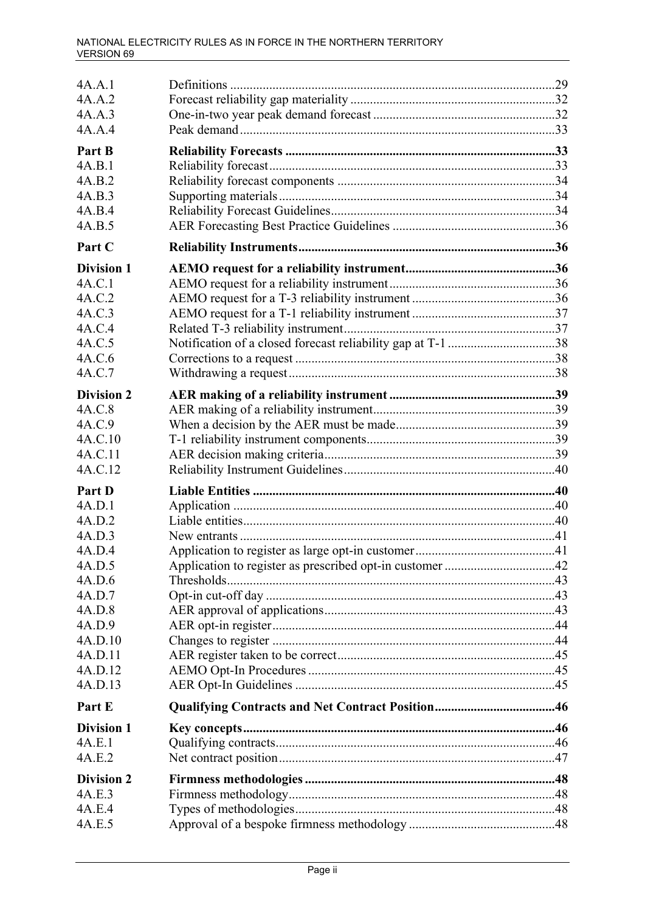| | | |
|---|---|---|
| 4A.A.1 | Definitions | 29 |
| 4A.A.2 | Forecast reliability gap materiality | 32 |
| 4A.A.3 | One-in-two year peak demand forecast | 32 |
| 4A.A.4 | Peak demand | 33 |
| **Part B** | **Reliability Forecasts** | **33** |
| 4A.B.1 | Reliability forecast | 33 |
| 4A.B.2 | Reliability forecast components | 34 |
| 4A.B.3 | Supporting materials | 34 |
| 4A.B.4 | Reliability Forecast Guidelines | 34 |
| 4A.B.5 | AER Forecasting Best Practice Guidelines | 36 |
| **Part C** | **Reliability Instruments** | **36** |
| **Division 1** | **AEMO request for a reliability instrument** | **36** |
| 4A.C.1 | AEMO request for a reliability instrument | 36 |
| 4A.C.2 | AEMO request for a T-3 reliability instrument | 36 |
| 4A.C.3 | AEMO request for a T-1 reliability instrument | 37 |
| 4A.C.4 | Related T-3 reliability instrument | 37 |
| 4A.C.5 | Notification of a closed forecast reliability gap at T-1 | 38 |
| 4A.C.6 | Corrections to a request | 38 |
| 4A.C.7 | Withdrawing a request | 38 |
| **Division 2** | **AER making of a reliability instrument** | **39** |
| 4A.C.8 | AER making of a reliability instrument | 39 |
| 4A.C.9 | When a decision by the AER must be made | 39 |
| 4A.C.10 | T-1 reliability instrument components | 39 |
| 4A.C.11 | AER decision making criteria | 39 |
| 4A.C.12 | Reliability Instrument Guidelines | 40 |
| **Part D** | **Liable Entities** | **40** |
| 4A.D.1 | Application | 40 |
| 4A.D.2 | Liable entities | 40 |
| 4A.D.3 | New entrants | 41 |
| 4A.D.4 | Application to register as large opt-in customer | 41 |
| 4A.D.5 | Application to register as prescribed opt-in customer | 42 |
| 4A.D.6 | Thresholds | 43 |
| 4A.D.7 | Opt-in cut-off day | 43 |
| 4A.D.8 | AER approval of applications | 43 |
| 4A.D.9 | AER opt-in register | 44 |
| 4A.D.10 | Changes to register | 44 |
| 4A.D.11 | AER register taken to be correct | 45 |
| 4A.D.12 | AEMO Opt-In Procedures | 45 |
| 4A.D.13 | AER Opt-In Guidelines | 45 |
| **Part E** | **Qualifying Contracts and Net Contract Position** | **46** |
| **Division 1** | **Key concepts** | **46** |
| 4A.E.1 | Qualifying contracts | 46 |
| 4A.E.2 | Net contract position | 47 |
| **Division 2** | **Firmness methodologies** | **48** |
| 4A.E.3 | Firmness methodology | 48 |
| 4A.E.4 | Types of methodologies | 48 |
| 4A.E.5 | Approval of a bespoke firmness methodology | 48 |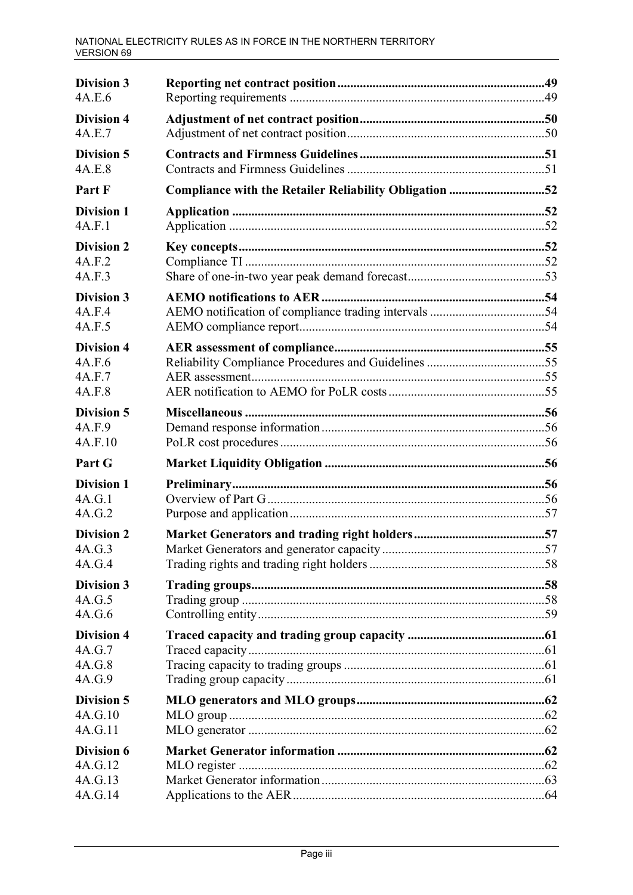| | | |
|---|---|---|
| **Division 3** | **Reporting net contract position** | **49** |
| 4A.E.6 | Reporting requirements | 49 |
| **Division 4** | **Adjustment of net contract position** | **50** |
| 4A.E.7 | Adjustment of net contract position | 50 |
| **Division 5** | **Contracts and Firmness Guidelines** | **51** |
| 4A.E.8 | Contracts and Firmness Guidelines | 51 |
| **Part F** | **Compliance with the Retailer Reliability Obligation** | **52** |
| **Division 1** | **Application** | **52** |
| 4A.F.1 | Application | 52 |
| **Division 2** | **Key concepts** | **52** |
| 4A.F.2 | Compliance TI | 52 |
| 4A.F.3 | Share of one-in-two year peak demand forecast | 53 |
| **Division 3** | **AEMO notifications to AER** | **54** |
| 4A.F.4 | AEMO notification of compliance trading intervals | 54 |
| 4A.F.5 | AEMO compliance report | 54 |
| **Division 4** | **AER assessment of compliance** | **55** |
| 4A.F.6 | Reliability Compliance Procedures and Guidelines | 55 |
| 4A.F.7 | AER assessment | 55 |
| 4A.F.8 | AER notification to AEMO for PoLR costs | 55 |
| **Division 5** | **Miscellaneous** | **56** |
| 4A.F.9 | Demand response information | 56 |
| 4A.F.10 | PoLR cost procedures | 56 |
| **Part G** | **Market Liquidity Obligation** | **56** |
| **Division 1** | **Preliminary** | **56** |
| 4A.G.1 | Overview of Part G | 56 |
| 4A.G.2 | Purpose and application | 57 |
| **Division 2** | **Market Generators and trading right holders** | **57** |
| 4A.G.3 | Market Generators and generator capacity | 57 |
| 4A.G.4 | Trading rights and trading right holders | 58 |
| **Division 3** | **Trading groups** | **58** |
| 4A.G.5 | Trading group | 58 |
| 4A.G.6 | Controlling entity | 59 |
| **Division 4** | **Traced capacity and trading group capacity** | **61** |
| 4A.G.7 | Traced capacity | 61 |
| 4A.G.8 | Tracing capacity to trading groups | 61 |
| 4A.G.9 | Trading group capacity | 61 |
| **Division 5** | **MLO generators and MLO groups** | **62** |
| 4A.G.10 | MLO group | 62 |
| 4A.G.11 | MLO generator | 62 |
| **Division 6** | **Market Generator information** | **62** |
| 4A.G.12 | MLO register | 62 |
| 4A.G.13 | Market Generator information | 63 |
| 4A.G.14 | Applications to the AER | 64 |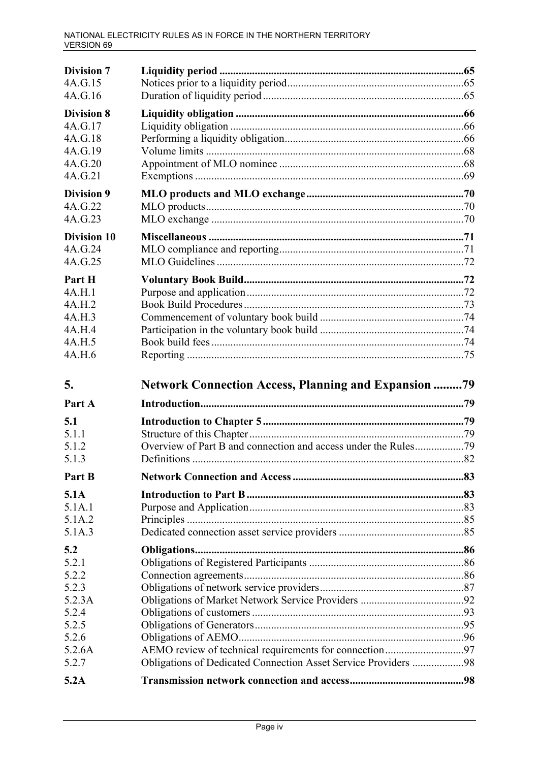| | | |
|---|---|---|
| **Division 7** | **Liquidity period** | **65** |
| 4A.G.15 | Notices prior to a liquidity period | 65 |
| 4A.G.16 | Duration of liquidity period | 65 |
| **Division 8** | **Liquidity obligation** | **66** |
| 4A.G.17 | Liquidity obligation | 66 |
| 4A.G.18 | Performing a liquidity obligation | 66 |
| 4A.G.19 | Volume limits | 68 |
| 4A.G.20 | Appointment of MLO nominee | 68 |
| 4A.G.21 | Exemptions | 69 |
| **Division 9** | **MLO products and MLO exchange** | **70** |
| 4A.G.22 | MLO products | 70 |
| 4A.G.23 | MLO exchange | 70 |
| **Division 10** | **Miscellaneous** | **71** |
| 4A.G.24 | MLO compliance and reporting | 71 |
| 4A.G.25 | MLO Guidelines | 72 |
| **Part H** | **Voluntary Book Build** | **72** |
| 4A.H.1 | Purpose and application | 72 |
| 4A.H.2 | Book Build Procedures | 73 |
| 4A.H.3 | Commencement of voluntary book build | 74 |
| 4A.H.4 | Participation in the voluntary book build | 74 |
| 4A.H.5 | Book build fees | 74 |
| 4A.H.6 | Reporting | 75 |
| **5.** | **Network Connection Access, Planning and Expansion** | **79** |
| **Part A** | **Introduction** | **79** |
| **5.1** | **Introduction to Chapter 5** | **79** |
| 5.1.1 | Structure of this Chapter | 79 |
| 5.1.2 | Overview of Part B and connection and access under the Rules | 79 |
| 5.1.3 | Definitions | 82 |
| **Part B** | **Network Connection and Access** | **83** |
| **5.1A** | **Introduction to Part B** | **83** |
| 5.1A.1 | Purpose and Application | 83 |
| 5.1A.2 | Principles | 85 |
| 5.1A.3 | Dedicated connection asset service providers | 85 |
| **5.2** | **Obligations** | **86** |
| 5.2.1 | Obligations of Registered Participants | 86 |
| 5.2.2 | Connection agreements | 86 |
| 5.2.3 | Obligations of network service providers | 87 |
| 5.2.3A | Obligations of Market Network Service Providers | 92 |
| 5.2.4 | Obligations of customers | 93 |
| 5.2.5 | Obligations of Generators | 95 |
| 5.2.6 | Obligations of AEMO | 96 |
| 5.2.6A | AEMO review of technical requirements for connection | 97 |
| 5.2.7 | Obligations of Dedicated Connection Asset Service Providers | 98 |
| **5.2A** | **Transmission network connection and access** | **98** |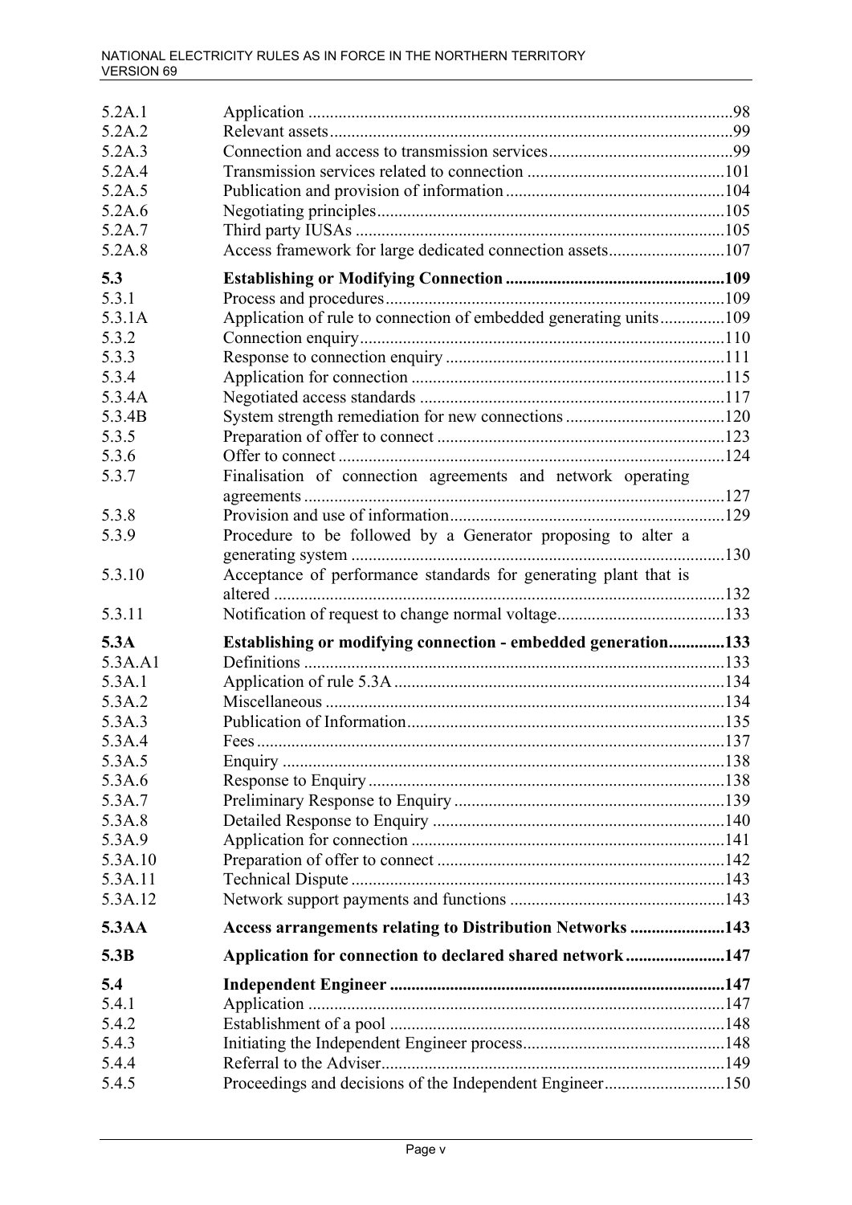| | | |
|---|---|---|
| 5.2A.1 | Application | 98 |
| 5.2A.2 | Relevant assets | 99 |
| 5.2A.3 | Connection and access to transmission services | 99 |
| 5.2A.4 | Transmission services related to connection | 101 |
| 5.2A.5 | Publication and provision of information | 104 |
| 5.2A.6 | Negotiating principles | 105 |
| 5.2A.7 | Third party IUSAs | 105 |
| 5.2A.8 | Access framework for large dedicated connection assets | 107 |
| **5.3** | **Establishing or Modifying Connection** | **109** |
| 5.3.1 | Process and procedures | 109 |
| 5.3.1A | Application of rule to connection of embedded generating units | 109 |
| 5.3.2 | Connection enquiry | 110 |
| 5.3.3 | Response to connection enquiry | 111 |
| 5.3.4 | Application for connection | 115 |
| 5.3.4A | Negotiated access standards | 117 |
| 5.3.4B | System strength remediation for new connections | 120 |
| 5.3.5 | Preparation of offer to connect | 123 |
| 5.3.6 | Offer to connect | 124 |
| 5.3.7 | Finalisation of connection agreements and network operating agreements | 127 |
| 5.3.8 | Provision and use of information | 129 |
| 5.3.9 | Procedure to be followed by a Generator proposing to alter a generating system | 130 |
| 5.3.10 | Acceptance of performance standards for generating plant that is altered | 132 |
| 5.3.11 | Notification of request to change normal voltage | 133 |
| **5.3A** | **Establishing or modifying connection - embedded generation** | **133** |
| 5.3A.A1 | Definitions | 133 |
| 5.3A.1 | Application of rule 5.3A | 134 |
| 5.3A.2 | Miscellaneous | 134 |
| 5.3A.3 | Publication of Information | 135 |
| 5.3A.4 | Fees | 137 |
| 5.3A.5 | Enquiry | 138 |
| 5.3A.6 | Response to Enquiry | 138 |
| 5.3A.7 | Preliminary Response to Enquiry | 139 |
| 5.3A.8 | Detailed Response to Enquiry | 140 |
| 5.3A.9 | Application for connection | 141 |
| 5.3A.10 | Preparation of offer to connect | 142 |
| 5.3A.11 | Technical Dispute | 143 |
| 5.3A.12 | Network support payments and functions | 143 |
| **5.3AA** | **Access arrangements relating to Distribution Networks** | **143** |
| **5.3B** | **Application for connection to declared shared network** | **147** |
| **5.4** | **Independent Engineer** | **147** |
| 5.4.1 | Application | 147 |
| 5.4.2 | Establishment of a pool | 148 |
| 5.4.3 | Initiating the Independent Engineer process | 148 |
| 5.4.4 | Referral to the Adviser | 149 |
| 5.4.5 | Proceedings and decisions of the Independent Engineer | 150 |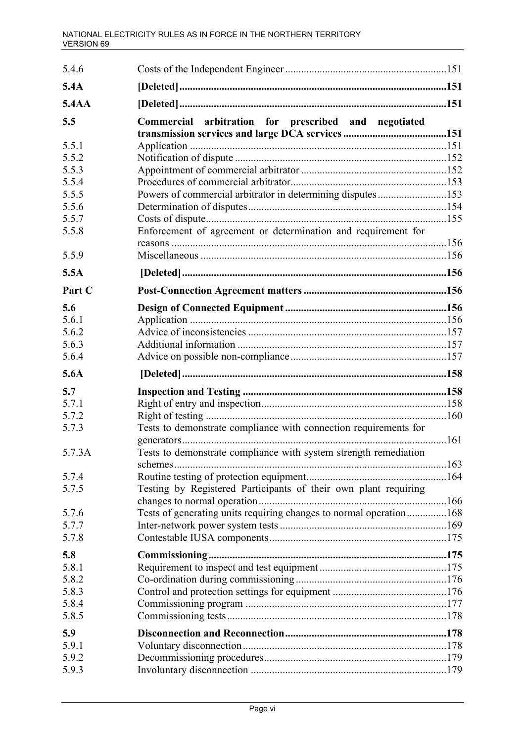| | | |
|---|---|---|
| 5.4.6 | Costs of the Independent Engineer | 151 |
| **5.4A** | **[Deleted]** | **151** |
| **5.4AA** | **[Deleted]** | **151** |
| **5.5** | **Commercial arbitration for prescribed and negotiated transmission services and large DCA services** | **151** |
| 5.5.1 | Application | 151 |
| 5.5.2 | Notification of dispute | 152 |
| 5.5.3 | Appointment of commercial arbitrator | 152 |
| 5.5.4 | Procedures of commercial arbitrator | 153 |
| 5.5.5 | Powers of commercial arbitrator in determining disputes | 153 |
| 5.5.6 | Determination of disputes | 154 |
| 5.5.7 | Costs of dispute | 155 |
| 5.5.8 | Enforcement of agreement or determination and requirement for reasons | 156 |
| 5.5.9 | Miscellaneous | 156 |
| **5.5A** | **[Deleted]** | **156** |
| **Part C** | **Post-Connection Agreement matters** | **156** |
| **5.6** | **Design of Connected Equipment** | **156** |
| 5.6.1 | Application | 156 |
| 5.6.2 | Advice of inconsistencies | 157 |
| 5.6.3 | Additional information | 157 |
| 5.6.4 | Advice on possible non-compliance | 157 |
| **5.6A** | **[Deleted]** | **158** |
| **5.7** | **Inspection and Testing** | **158** |
| 5.7.1 | Right of entry and inspection | 158 |
| 5.7.2 | Right of testing | 160 |
| 5.7.3 | Tests to demonstrate compliance with connection requirements for generators | 161 |
| 5.7.3A | Tests to demonstrate compliance with system strength remediation schemes | 163 |
| 5.7.4 | Routine testing of protection equipment | 164 |
| 5.7.5 | Testing by Registered Participants of their own plant requiring changes to normal operation | 166 |
| 5.7.6 | Tests of generating units requiring changes to normal operation | 168 |
| 5.7.7 | Inter-network power system tests | 169 |
| 5.7.8 | Contestable IUSA components | 175 |
| **5.8** | **Commissioning** | **175** |
| 5.8.1 | Requirement to inspect and test equipment | 175 |
| 5.8.2 | Co-ordination during commissioning | 176 |
| 5.8.3 | Control and protection settings for equipment | 176 |
| 5.8.4 | Commissioning program | 177 |
| 5.8.5 | Commissioning tests | 178 |
| **5.9** | **Disconnection and Reconnection** | **178** |
| 5.9.1 | Voluntary disconnection | 178 |
| 5.9.2 | Decommissioning procedures | 179 |
| 5.9.3 | Involuntary disconnection | 179 |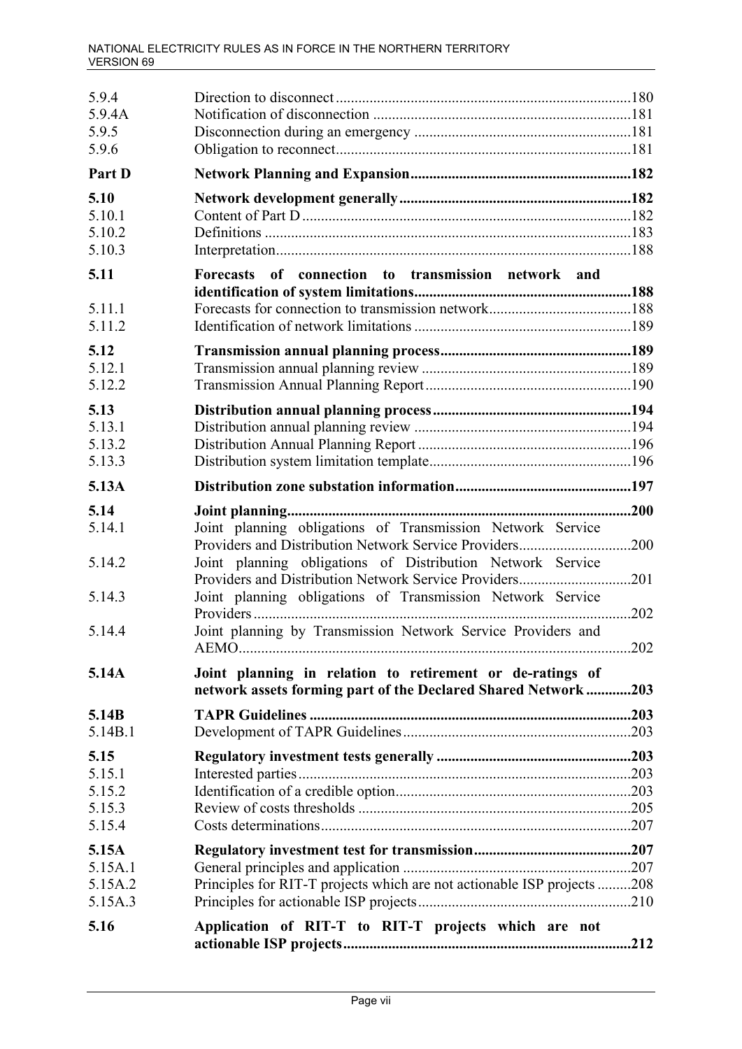| | | |
|---|---|---|
| 5.9.4 | Direction to disconnect | 180 |
| 5.9.4A | Notification of disconnection | 181 |
| 5.9.5 | Disconnection during an emergency | 181 |
| 5.9.6 | Obligation to reconnect | 181 |
| **Part D** | **Network Planning and Expansion** | **182** |
| **5.10** | **Network development generally** | **182** |
| 5.10.1 | Content of Part D | 182 |
| 5.10.2 | Definitions | 183 |
| 5.10.3 | Interpretation | 188 |
| **5.11** | **Forecasts of connection to transmission network and identification of system limitations** | **188** |
| 5.11.1 | Forecasts for connection to transmission network | 188 |
| 5.11.2 | Identification of network limitations | 189 |
| **5.12** | **Transmission annual planning process** | **189** |
| 5.12.1 | Transmission annual planning review | 189 |
| 5.12.2 | Transmission Annual Planning Report | 190 |
| **5.13** | **Distribution annual planning process** | **194** |
| 5.13.1 | Distribution annual planning review | 194 |
| 5.13.2 | Distribution Annual Planning Report | 196 |
| 5.13.3 | Distribution system limitation template | 196 |
| **5.13A** | **Distribution zone substation information** | **197** |
| **5.14** | **Joint planning** | **200** |
| 5.14.1 | Joint planning obligations of Transmission Network Service Providers and Distribution Network Service Providers | 200 |
| 5.14.2 | Joint planning obligations of Distribution Network Service Providers and Distribution Network Service Providers | 201 |
| 5.14.3 | Joint planning obligations of Transmission Network Service Providers | 202 |
| 5.14.4 | Joint planning by Transmission Network Service Providers and AEMO | 202 |
| **5.14A** | **Joint planning in relation to retirement or de-ratings of network assets forming part of the Declared Shared Network** | **203** |
| **5.14B** | **TAPR Guidelines** | **203** |
| 5.14B.1 | Development of TAPR Guidelines | 203 |
| **5.15** | **Regulatory investment tests generally** | **203** |
| 5.15.1 | Interested parties | 203 |
| 5.15.2 | Identification of a credible option | 203 |
| 5.15.3 | Review of costs thresholds | 205 |
| 5.15.4 | Costs determinations | 207 |
| **5.15A** | **Regulatory investment test for transmission** | **207** |
| 5.15A.1 | General principles and application | 207 |
| 5.15A.2 | Principles for RIT-T projects which are not actionable ISP projects | 208 |
| 5.15A.3 | Principles for actionable ISP projects | 210 |
| **5.16** | **Application of RIT-T to RIT-T projects which are not actionable ISP projects** | **212** |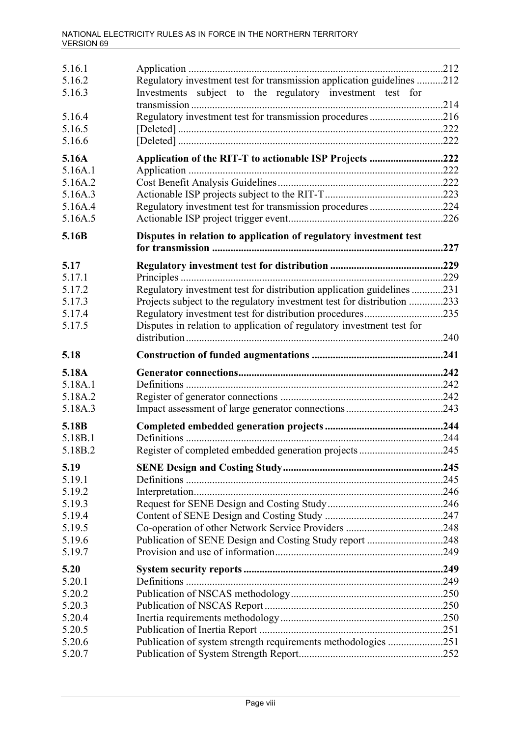| | | |
|---|---|---|
| 5.16.1 | Application | 212 |
| 5.16.2 | Regulatory investment test for transmission application guidelines | 212 |
| 5.16.3 | Investments subject to the regulatory investment test for transmission | 214 |
| 5.16.4 | Regulatory investment test for transmission procedures | 216 |
| 5.16.5 | [Deleted] | 222 |
| 5.16.6 | [Deleted] | 222 |
| **5.16A** | **Application of the RIT-T to actionable ISP Projects** | **222** |
| 5.16A.1 | Application | 222 |
| 5.16A.2 | Cost Benefit Analysis Guidelines | 222 |
| 5.16A.3 | Actionable ISP projects subject to the RIT-T | 223 |
| 5.16A.4 | Regulatory investment test for transmission procedures | 224 |
| 5.16A.5 | Actionable ISP project trigger event | 226 |
| **5.16B** | **Disputes in relation to application of regulatory investment test for transmission** | **227** |
| **5.17** | **Regulatory investment test for distribution** | **229** |
| 5.17.1 | Principles | 229 |
| 5.17.2 | Regulatory investment test for distribution application guidelines | 231 |
| 5.17.3 | Projects subject to the regulatory investment test for distribution | 233 |
| 5.17.4 | Regulatory investment test for distribution procedures | 235 |
| 5.17.5 | Disputes in relation to application of regulatory investment test for distribution | 240 |
| **5.18** | **Construction of funded augmentations** | **241** |
| **5.18A** | **Generator connections** | **242** |
| 5.18A.1 | Definitions | 242 |
| 5.18A.2 | Register of generator connections | 242 |
| 5.18A.3 | Impact assessment of large generator connections | 243 |
| **5.18B** | **Completed embedded generation projects** | **244** |
| 5.18B.1 | Definitions | 244 |
| 5.18B.2 | Register of completed embedded generation projects | 245 |
| **5.19** | **SENE Design and Costing Study** | **245** |
| 5.19.1 | Definitions | 245 |
| 5.19.2 | Interpretation | 246 |
| 5.19.3 | Request for SENE Design and Costing Study | 246 |
| 5.19.4 | Content of SENE Design and Costing Study | 247 |
| 5.19.5 | Co-operation of other Network Service Providers | 248 |
| 5.19.6 | Publication of SENE Design and Costing Study report | 248 |
| 5.19.7 | Provision and use of information | 249 |
| **5.20** | **System security reports** | **249** |
| 5.20.1 | Definitions | 249 |
| 5.20.2 | Publication of NSCAS methodology | 250 |
| 5.20.3 | Publication of NSCAS Report | 250 |
| 5.20.4 | Inertia requirements methodology | 250 |
| 5.20.5 | Publication of Inertia Report | 251 |
| 5.20.6 | Publication of system strength requirements methodologies | 251 |
| 5.20.7 | Publication of System Strength Report | 252 |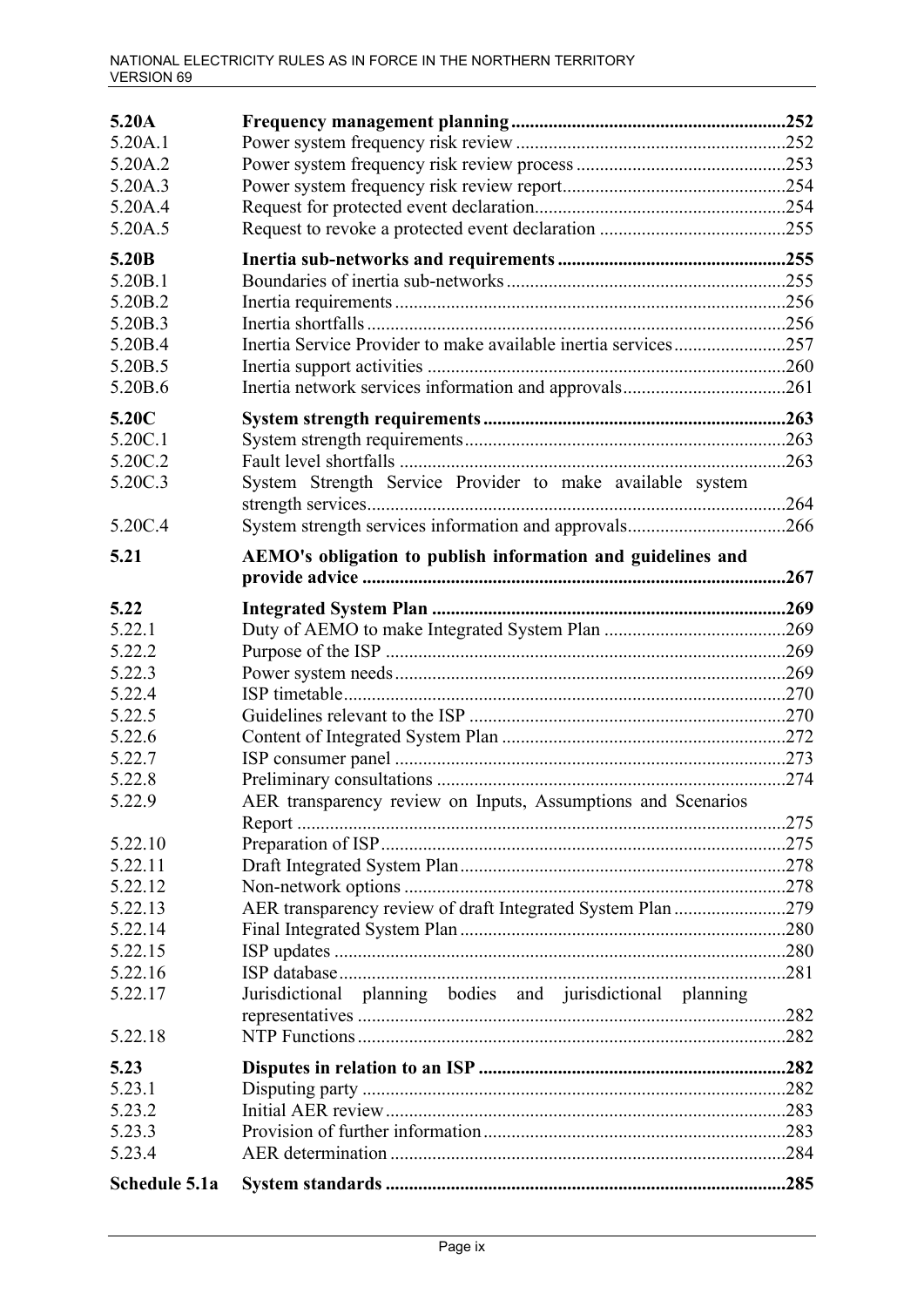| | | |
|---|---|---|
| **5.20A** | **Frequency management planning** | **252** |
| 5.20A.1 | Power system frequency risk review | 252 |
| 5.20A.2 | Power system frequency risk review process | 253 |
| 5.20A.3 | Power system frequency risk review report | 254 |
| 5.20A.4 | Request for protected event declaration | 254 |
| 5.20A.5 | Request to revoke a protected event declaration | 255 |
| **5.20B** | **Inertia sub-networks and requirements** | **255** |
| 5.20B.1 | Boundaries of inertia sub-networks | 255 |
| 5.20B.2 | Inertia requirements | 256 |
| 5.20B.3 | Inertia shortfalls | 256 |
| 5.20B.4 | Inertia Service Provider to make available inertia services | 257 |
| 5.20B.5 | Inertia support activities | 260 |
| 5.20B.6 | Inertia network services information and approvals | 261 |
| **5.20C** | **System strength requirements** | **263** |
| 5.20C.1 | System strength requirements | 263 |
| 5.20C.2 | Fault level shortfalls | 263 |
| 5.20C.3 | System Strength Service Provider to make available system strength services | 264 |
| 5.20C.4 | System strength services information and approvals | 266 |
| **5.21** | **AEMO's obligation to publish information and guidelines and provide advice** | **267** |
| **5.22** | **Integrated System Plan** | **269** |
| 5.22.1 | Duty of AEMO to make Integrated System Plan | 269 |
| 5.22.2 | Purpose of the ISP | 269 |
| 5.22.3 | Power system needs | 269 |
| 5.22.4 | ISP timetable | 270 |
| 5.22.5 | Guidelines relevant to the ISP | 270 |
| 5.22.6 | Content of Integrated System Plan | 272 |
| 5.22.7 | ISP consumer panel | 273 |
| 5.22.8 | Preliminary consultations | 274 |
| 5.22.9 | AER transparency review on Inputs, Assumptions and Scenarios Report | 275 |
| 5.22.10 | Preparation of ISP | 275 |
| 5.22.11 | Draft Integrated System Plan | 278 |
| 5.22.12 | Non-network options | 278 |
| 5.22.13 | AER transparency review of draft Integrated System Plan | 279 |
| 5.22.14 | Final Integrated System Plan | 280 |
| 5.22.15 | ISP updates | 280 |
| 5.22.16 | ISP database | 281 |
| 5.22.17 | Jurisdictional planning bodies and jurisdictional planning representatives | 282 |
| 5.22.18 | NTP Functions | 282 |
| **5.23** | **Disputes in relation to an ISP** | **282** |
| 5.23.1 | Disputing party | 282 |
| 5.23.2 | Initial AER review | 283 |
| 5.23.3 | Provision of further information | 283 |
| 5.23.4 | AER determination | 284 |
| **Schedule 5.1a** | **System standards** | **285** |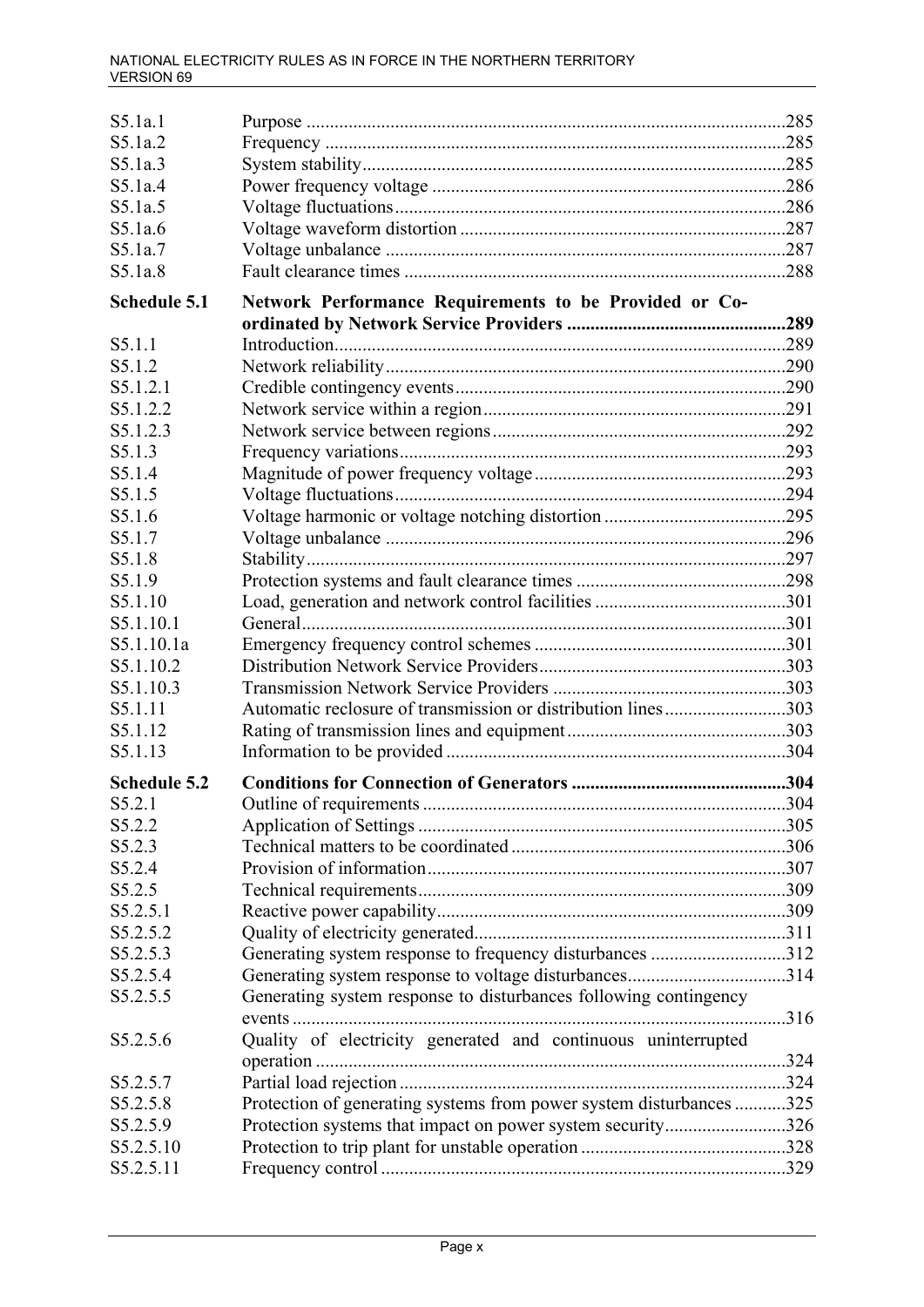| | | |
|---|---|---|
| S5.1a.1 | Purpose | 285 |
| S5.1a.2 | Frequency | 285 |
| S5.1a.3 | System stability | 285 |
| S5.1a.4 | Power frequency voltage | 286 |
| S5.1a.5 | Voltage fluctuations | 286 |
| S5.1a.6 | Voltage waveform distortion | 287 |
| S5.1a.7 | Voltage unbalance | 287 |
| S5.1a.8 | Fault clearance times | 288 |
| **Schedule 5.1** | **Network Performance Requirements to be Provided or Co-ordinated by Network Service Providers** | **289** |
| S5.1.1 | Introduction | 289 |
| S5.1.2 | Network reliability | 290 |
| S5.1.2.1 | Credible contingency events | 290 |
| S5.1.2.2 | Network service within a region | 291 |
| S5.1.2.3 | Network service between regions | 292 |
| S5.1.3 | Frequency variations | 293 |
| S5.1.4 | Magnitude of power frequency voltage | 293 |
| S5.1.5 | Voltage fluctuations | 294 |
| S5.1.6 | Voltage harmonic or voltage notching distortion | 295 |
| S5.1.7 | Voltage unbalance | 296 |
| S5.1.8 | Stability | 297 |
| S5.1.9 | Protection systems and fault clearance times | 298 |
| S5.1.10 | Load, generation and network control facilities | 301 |
| S5.1.10.1 | General | 301 |
| S5.1.10.1a | Emergency frequency control schemes | 301 |
| S5.1.10.2 | Distribution Network Service Providers | 303 |
| S5.1.10.3 | Transmission Network Service Providers | 303 |
| S5.1.11 | Automatic reclosure of transmission or distribution lines | 303 |
| S5.1.12 | Rating of transmission lines and equipment | 303 |
| S5.1.13 | Information to be provided | 304 |
| **Schedule 5.2** | **Conditions for Connection of Generators** | **304** |
| S5.2.1 | Outline of requirements | 304 |
| S5.2.2 | Application of Settings | 305 |
| S5.2.3 | Technical matters to be coordinated | 306 |
| S5.2.4 | Provision of information | 307 |
| S5.2.5 | Technical requirements | 309 |
| S5.2.5.1 | Reactive power capability | 309 |
| S5.2.5.2 | Quality of electricity generated | 311 |
| S5.2.5.3 | Generating system response to frequency disturbances | 312 |
| S5.2.5.4 | Generating system response to voltage disturbances | 314 |
| S5.2.5.5 | Generating system response to disturbances following contingency events | 316 |
| S5.2.5.6 | Quality of electricity generated and continuous uninterrupted operation | 324 |
| S5.2.5.7 | Partial load rejection | 324 |
| S5.2.5.8 | Protection of generating systems from power system disturbances | 325 |
| S5.2.5.9 | Protection systems that impact on power system security | 326 |
| S5.2.5.10 | Protection to trip plant for unstable operation | 328 |
| S5.2.5.11 | Frequency control | 329 |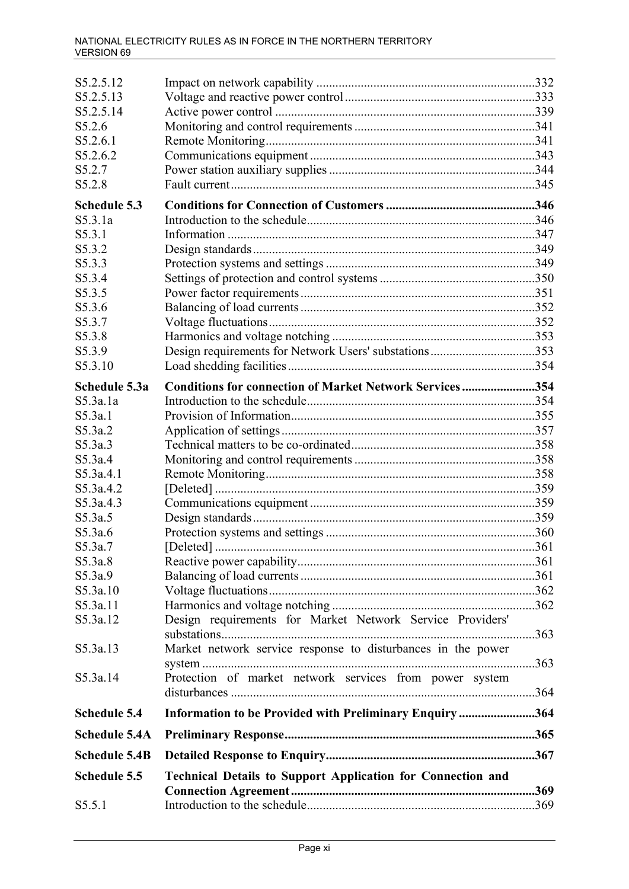| | | |
|---|---|---|
| S5.2.5.12 | Impact on network capability | 332 |
| S5.2.5.13 | Voltage and reactive power control | 333 |
| S5.2.5.14 | Active power control | 339 |
| S5.2.6 | Monitoring and control requirements | 341 |
| S5.2.6.1 | Remote Monitoring | 341 |
| S5.2.6.2 | Communications equipment | 343 |
| S5.2.7 | Power station auxiliary supplies | 344 |
| S5.2.8 | Fault current | 345 |
| **Schedule 5.3** | **Conditions for Connection of Customers** | **346** |
| S5.3.1a | Introduction to the schedule | 346 |
| S5.3.1 | Information | 347 |
| S5.3.2 | Design standards | 349 |
| S5.3.3 | Protection systems and settings | 349 |
| S5.3.4 | Settings of protection and control systems | 350 |
| S5.3.5 | Power factor requirements | 351 |
| S5.3.6 | Balancing of load currents | 352 |
| S5.3.7 | Voltage fluctuations | 352 |
| S5.3.8 | Harmonics and voltage notching | 353 |
| S5.3.9 | Design requirements for Network Users' substations | 353 |
| S5.3.10 | Load shedding facilities | 354 |
| **Schedule 5.3a** | **Conditions for connection of Market Network Services** | **354** |
| S5.3a.1a | Introduction to the schedule | 354 |
| S5.3a.1 | Provision of Information | 355 |
| S5.3a.2 | Application of settings | 357 |
| S5.3a.3 | Technical matters to be co-ordinated | 358 |
| S5.3a.4 | Monitoring and control requirements | 358 |
| S5.3a.4.1 | Remote Monitoring | 358 |
| S5.3a.4.2 | [Deleted] | 359 |
| S5.3a.4.3 | Communications equipment | 359 |
| S5.3a.5 | Design standards | 359 |
| S5.3a.6 | Protection systems and settings | 360 |
| S5.3a.7 | [Deleted] | 361 |
| S5.3a.8 | Reactive power capability | 361 |
| S5.3a.9 | Balancing of load currents | 361 |
| S5.3a.10 | Voltage fluctuations | 362 |
| S5.3a.11 | Harmonics and voltage notching | 362 |
| S5.3a.12 | Design requirements for Market Network Service Providers' substations | 363 |
| S5.3a.13 | Market network service response to disturbances in the power system | 363 |
| S5.3a.14 | Protection of market network services from power system disturbances | 364 |
| **Schedule 5.4** | **Information to be Provided with Preliminary Enquiry** | **364** |
| **Schedule 5.4A** | **Preliminary Response** | **365** |
| **Schedule 5.4B** | **Detailed Response to Enquiry** | **367** |
| **Schedule 5.5** | **Technical Details to Support Application for Connection and Connection Agreement** | **369** |
| S5.5.1 | Introduction to the schedule | 369 |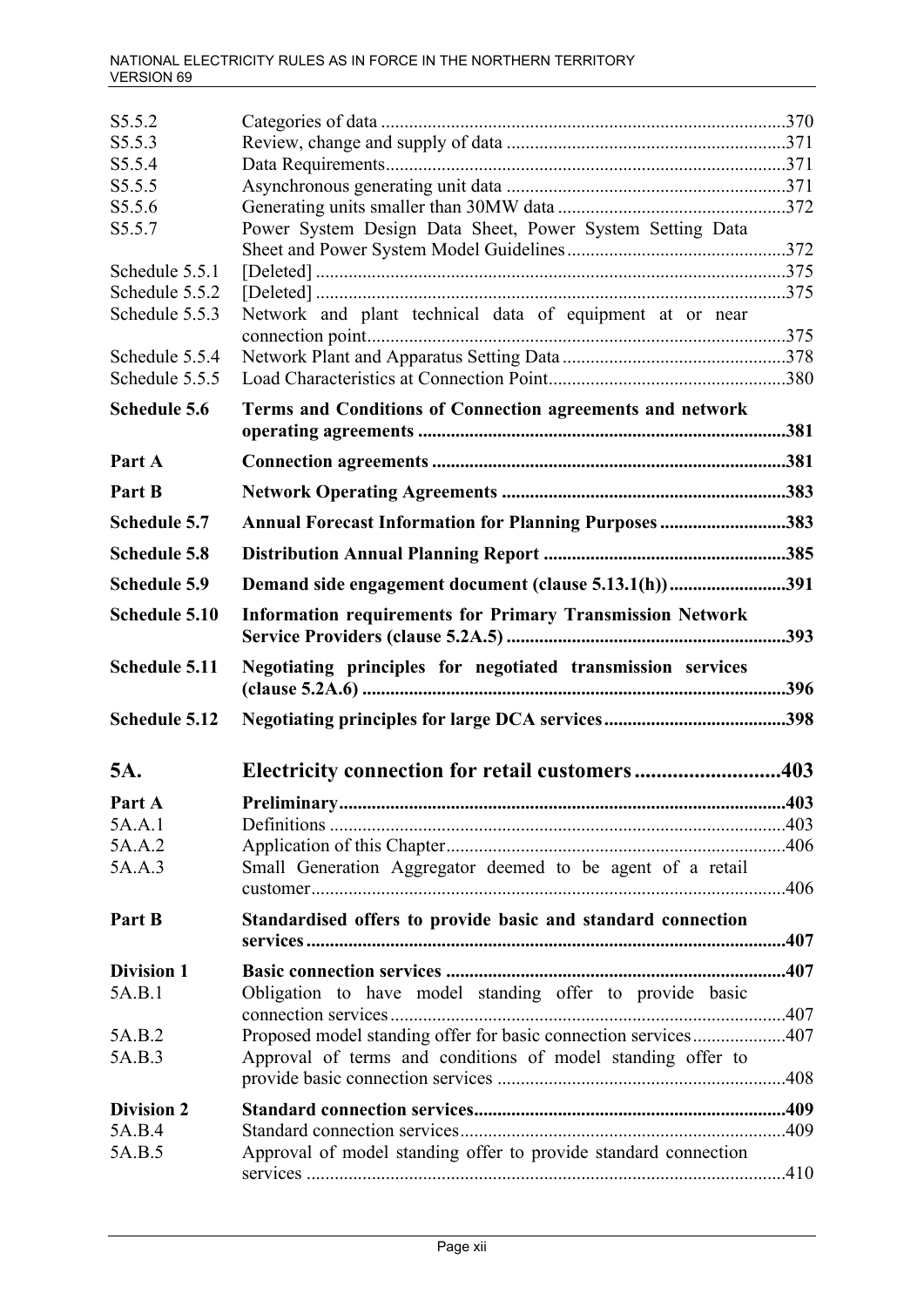| | | |
|---|---|---|
| S5.5.2 | Categories of data | 370 |
| S5.5.3 | Review, change and supply of data | 371 |
| S5.5.4 | Data Requirements | 371 |
| S5.5.5 | Asynchronous generating unit data | 371 |
| S5.5.6 | Generating units smaller than 30MW data | 372 |
| S5.5.7 | Power System Design Data Sheet, Power System Setting Data Sheet and Power System Model Guidelines | 372 |
| Schedule 5.5.1 | [Deleted] | 375 |
| Schedule 5.5.2 | [Deleted] | 375 |
| Schedule 5.5.3 | Network and plant technical data of equipment at or near connection point | 375 |
| Schedule 5.5.4 | Network Plant and Apparatus Setting Data | 378 |
| Schedule 5.5.5 | Load Characteristics at Connection Point | 380 |
| **Schedule 5.6** | **Terms and Conditions of Connection agreements and network operating agreements** | **381** |
| **Part A** | **Connection agreements** | **381** |
| **Part B** | **Network Operating Agreements** | **383** |
| **Schedule 5.7** | **Annual Forecast Information for Planning Purposes** | **383** |
| **Schedule 5.8** | **Distribution Annual Planning Report** | **385** |
| **Schedule 5.9** | **Demand side engagement document (clause 5.13.1(h))** | **391** |
| **Schedule 5.10** | **Information requirements for Primary Transmission Network Service Providers (clause 5.2A.5)** | **393** |
| **Schedule 5.11** | **Negotiating principles for negotiated transmission services (clause 5.2A.6)** | **396** |
| **Schedule 5.12** | **Negotiating principles for large DCA services** | **398** |

# 5A. Electricity connection for retail customers ........................... 403

| | | |
|---|---|---|
| **Part A** | **Preliminary** | **403** |
| 5A.A.1 | Definitions | 403 |
| 5A.A.2 | Application of this Chapter | 406 |
| 5A.A.3 | Small Generation Aggregator deemed to be agent of a retail customer | 406 |
| **Part B** | **Standardised offers to provide basic and standard connection services** | **407** |
| **Division 1** | **Basic connection services** | **407** |
| 5A.B.1 | Obligation to have model standing offer to provide basic connection services | 407 |
| 5A.B.2 | Proposed model standing offer for basic connection services | 407 |
| 5A.B.3 | Approval of terms and conditions of model standing offer to provide basic connection services | 408 |
| **Division 2** | **Standard connection services** | **409** |
| 5A.B.4 | Standard connection services | 409 |
| 5A.B.5 | Approval of model standing offer to provide standard connection services | 410 |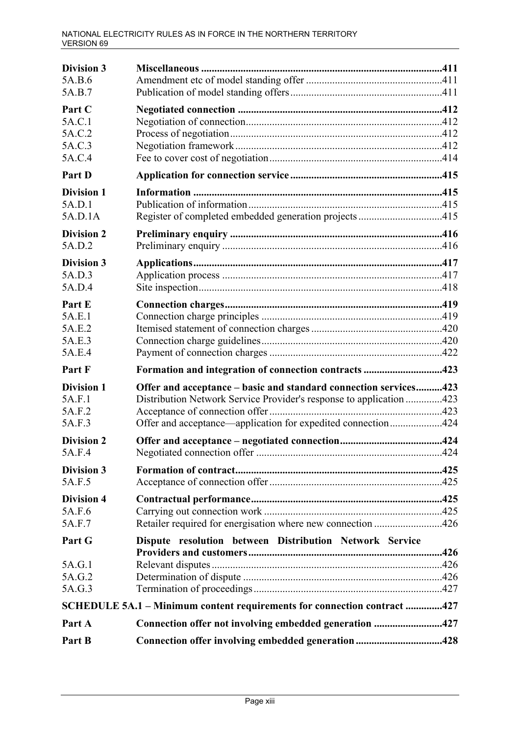| | | |
|---|---|---|
| **Division 3** | **Miscellaneous** | **411** |
| 5A.B.6 | Amendment etc of model standing offer | 411 |
| 5A.B.7 | Publication of model standing offers | 411 |
| **Part C** | **Negotiated connection** | **412** |
| 5A.C.1 | Negotiation of connection | 412 |
| 5A.C.2 | Process of negotiation | 412 |
| 5A.C.3 | Negotiation framework | 412 |
| 5A.C.4 | Fee to cover cost of negotiation | 414 |
| **Part D** | **Application for connection service** | **415** |
| **Division 1** | **Information** | **415** |
| 5A.D.1 | Publication of information | 415 |
| 5A.D.1A | Register of completed embedded generation projects | 415 |
| **Division 2** | **Preliminary enquiry** | **416** |
| 5A.D.2 | Preliminary enquiry | 416 |
| **Division 3** | **Applications** | **417** |
| 5A.D.3 | Application process | 417 |
| 5A.D.4 | Site inspection | 418 |
| **Part E** | **Connection charges** | **419** |
| 5A.E.1 | Connection charge principles | 419 |
| 5A.E.2 | Itemised statement of connection charges | 420 |
| 5A.E.3 | Connection charge guidelines | 420 |
| 5A.E.4 | Payment of connection charges | 422 |
| **Part F** | **Formation and integration of connection contracts** | **423** |
| **Division 1** | **Offer and acceptance – basic and standard connection services** | **423** |
| 5A.F.1 | Distribution Network Service Provider's response to application | 423 |
| 5A.F.2 | Acceptance of connection offer | 423 |
| 5A.F.3 | Offer and acceptance—application for expedited connection | 424 |
| **Division 2** | **Offer and acceptance – negotiated connection** | **424** |
| 5A.F.4 | Negotiated connection offer | 424 |
| **Division 3** | **Formation of contract** | **425** |
| 5A.F.5 | Acceptance of connection offer | 425 |
| **Division 4** | **Contractual performance** | **425** |
| 5A.F.6 | Carrying out connection work | 425 |
| 5A.F.7 | Retailer required for energisation where new connection | 426 |
| **Part G** | **Dispute resolution between Distribution Network Service Providers and customers** | **426** |
| 5A.G.1 | Relevant disputes | 426 |
| 5A.G.2 | Determination of dispute | 426 |
| 5A.G.3 | Termination of proceedings | 427 |
| **SCHEDULE 5A.1 – Minimum content requirements for connection contract** | | **427** |
| **Part A** | **Connection offer not involving embedded generation** | **427** |
| **Part B** | **Connection offer involving embedded generation** | **428** |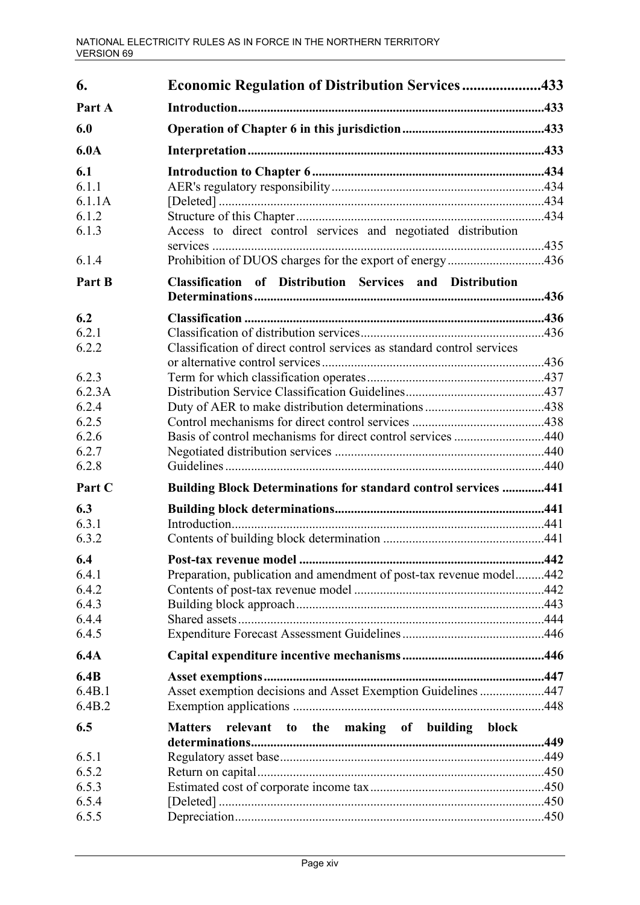| | | |
|---|---|---|
| **6.** | **Economic Regulation of Distribution Services** | **433** |
| **Part A** | **Introduction** | **433** |
| **6.0** | **Operation of Chapter 6 in this jurisdiction** | **433** |
| **6.0A** | **Interpretation** | **433** |
| **6.1** | **Introduction to Chapter 6** | **434** |
| 6.1.1 | AER's regulatory responsibility | 434 |
| 6.1.1A | [Deleted] | 434 |
| 6.1.2 | Structure of this Chapter | 434 |
| 6.1.3 | Access to direct control services and negotiated distribution services | 435 |
| 6.1.4 | Prohibition of DUOS charges for the export of energy | 436 |
| **Part B** | **Classification of Distribution Services and Distribution Determinations** | **436** |
| **6.2** | **Classification** | **436** |
| 6.2.1 | Classification of distribution services | 436 |
| 6.2.2 | Classification of direct control services as standard control services or alternative control services | 436 |
| 6.2.3 | Term for which classification operates | 437 |
| 6.2.3A | Distribution Service Classification Guidelines | 437 |
| 6.2.4 | Duty of AER to make distribution determinations | 438 |
| 6.2.5 | Control mechanisms for direct control services | 438 |
| 6.2.6 | Basis of control mechanisms for direct control services | 440 |
| 6.2.7 | Negotiated distribution services | 440 |
| 6.2.8 | Guidelines | 440 |
| **Part C** | **Building Block Determinations for standard control services** | **441** |
| **6.3** | **Building block determinations** | **441** |
| 6.3.1 | Introduction | 441 |
| 6.3.2 | Contents of building block determination | 441 |
| **6.4** | **Post-tax revenue model** | **442** |
| 6.4.1 | Preparation, publication and amendment of post-tax revenue model | 442 |
| 6.4.2 | Contents of post-tax revenue model | 442 |
| 6.4.3 | Building block approach | 443 |
| 6.4.4 | Shared assets | 444 |
| 6.4.5 | Expenditure Forecast Assessment Guidelines | 446 |
| **6.4A** | **Capital expenditure incentive mechanisms** | **446** |
| **6.4B** | **Asset exemptions** | **447** |
| 6.4B.1 | Asset exemption decisions and Asset Exemption Guidelines | 447 |
| 6.4B.2 | Exemption applications | 448 |
| **6.5** | **Matters relevant to the making of building block determinations** | **449** |
| 6.5.1 | Regulatory asset base | 449 |
| 6.5.2 | Return on capital | 450 |
| 6.5.3 | Estimated cost of corporate income tax | 450 |
| 6.5.4 | [Deleted] | 450 |
| 6.5.5 | Depreciation | 450 |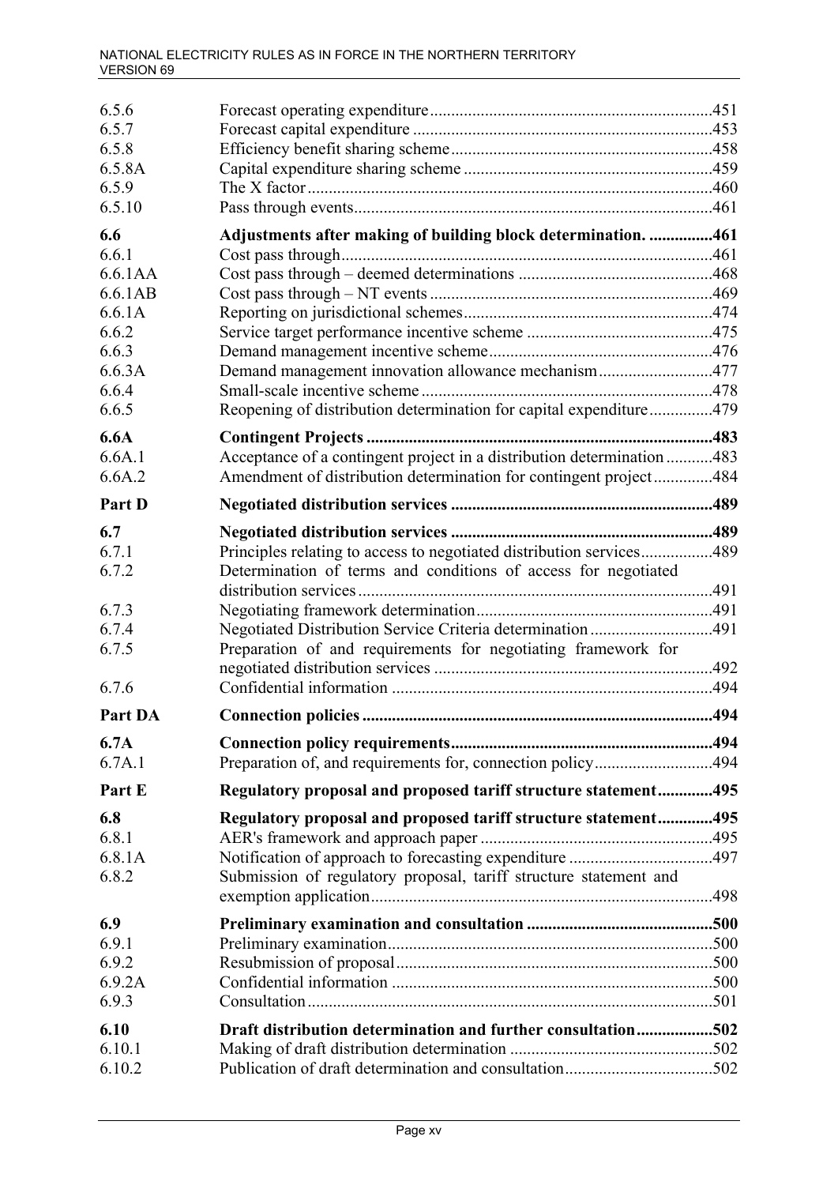| | | |
|---|---|---|
| 6.5.6 | Forecast operating expenditure | 451 |
| 6.5.7 | Forecast capital expenditure | 453 |
| 6.5.8 | Efficiency benefit sharing scheme | 458 |
| 6.5.8A | Capital expenditure sharing scheme | 459 |
| 6.5.9 | The X factor | 460 |
| 6.5.10 | Pass through events | 461 |
| **6.6** | **Adjustments after making of building block determination.** | **461** |
| 6.6.1 | Cost pass through | 461 |
| 6.6.1AA | Cost pass through – deemed determinations | 468 |
| 6.6.1AB | Cost pass through – NT events | 469 |
| 6.6.1A | Reporting on jurisdictional schemes | 474 |
| 6.6.2 | Service target performance incentive scheme | 475 |
| 6.6.3 | Demand management incentive scheme | 476 |
| 6.6.3A | Demand management innovation allowance mechanism | 477 |
| 6.6.4 | Small-scale incentive scheme | 478 |
| 6.6.5 | Reopening of distribution determination for capital expenditure | 479 |
| **6.6A** | **Contingent Projects** | **483** |
| 6.6A.1 | Acceptance of a contingent project in a distribution determination | 483 |
| 6.6A.2 | Amendment of distribution determination for contingent project | 484 |
| **Part D** | **Negotiated distribution services** | **489** |
| **6.7** | **Negotiated distribution services** | **489** |
| 6.7.1 | Principles relating to access to negotiated distribution services | 489 |
| 6.7.2 | Determination of terms and conditions of access for negotiated distribution services | 491 |
| 6.7.3 | Negotiating framework determination | 491 |
| 6.7.4 | Negotiated Distribution Service Criteria determination | 491 |
| 6.7.5 | Preparation of and requirements for negotiating framework for negotiated distribution services | 492 |
| 6.7.6 | Confidential information | 494 |
| **Part DA** | **Connection policies** | **494** |
| **6.7A** | **Connection policy requirements** | **494** |
| 6.7A.1 | Preparation of, and requirements for, connection policy | 494 |
| **Part E** | **Regulatory proposal and proposed tariff structure statement** | **495** |
| **6.8** | **Regulatory proposal and proposed tariff structure statement** | **495** |
| 6.8.1 | AER's framework and approach paper | 495 |
| 6.8.1A | Notification of approach to forecasting expenditure | 497 |
| 6.8.2 | Submission of regulatory proposal, tariff structure statement and exemption application | 498 |
| **6.9** | **Preliminary examination and consultation** | **500** |
| 6.9.1 | Preliminary examination | 500 |
| 6.9.2 | Resubmission of proposal | 500 |
| 6.9.2A | Confidential information | 500 |
| 6.9.3 | Consultation | 501 |
| **6.10** | **Draft distribution determination and further consultation** | **502** |
| 6.10.1 | Making of draft distribution determination | 502 |
| 6.10.2 | Publication of draft determination and consultation | 502 |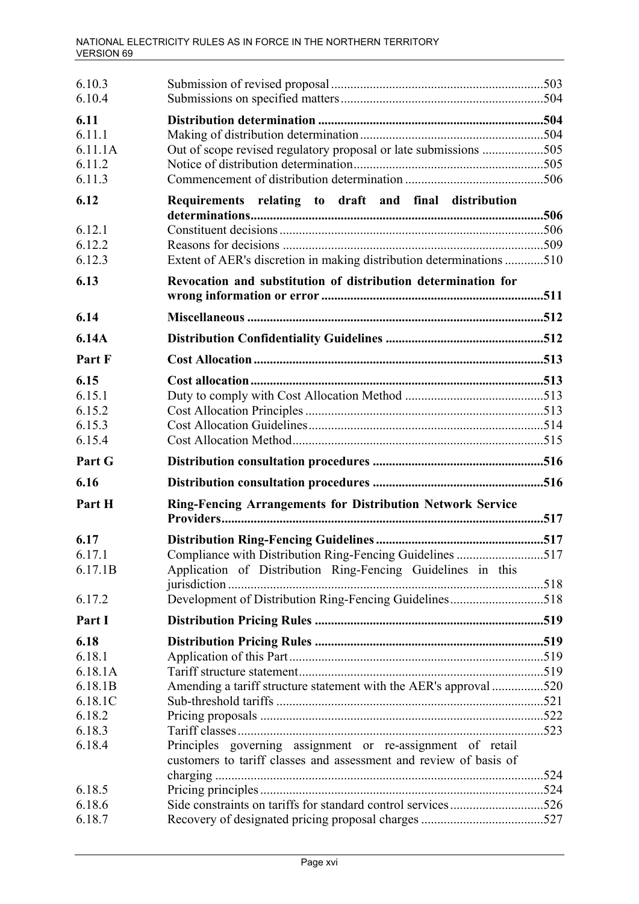| | | |
|---|---|---|
| 6.10.3 | Submission of revised proposal | 503 |
| 6.10.4 | Submissions on specified matters | 504 |
| **6.11** | **Distribution determination** | **504** |
| 6.11.1 | Making of distribution determination | 504 |
| 6.11.1A | Out of scope revised regulatory proposal or late submissions | 505 |
| 6.11.2 | Notice of distribution determination | 505 |
| 6.11.3 | Commencement of distribution determination | 506 |
| **6.12** | **Requirements relating to draft and final distribution determinations** | **506** |
| 6.12.1 | Constituent decisions | 506 |
| 6.12.2 | Reasons for decisions | 509 |
| 6.12.3 | Extent of AER's discretion in making distribution determinations | 510 |
| **6.13** | **Revocation and substitution of distribution determination for wrong information or error** | **511** |
| **6.14** | **Miscellaneous** | **512** |
| **6.14A** | **Distribution Confidentiality Guidelines** | **512** |
| **Part F** | **Cost Allocation** | **513** |
| **6.15** | **Cost allocation** | **513** |
| 6.15.1 | Duty to comply with Cost Allocation Method | 513 |
| 6.15.2 | Cost Allocation Principles | 513 |
| 6.15.3 | Cost Allocation Guidelines | 514 |
| 6.15.4 | Cost Allocation Method | 515 |
| **Part G** | **Distribution consultation procedures** | **516** |
| **6.16** | **Distribution consultation procedures** | **516** |
| **Part H** | **Ring-Fencing Arrangements for Distribution Network Service Providers** | **517** |
| **6.17** | **Distribution Ring-Fencing Guidelines** | **517** |
| 6.17.1 | Compliance with Distribution Ring-Fencing Guidelines | 517 |
| 6.17.1B | Application of Distribution Ring-Fencing Guidelines in this jurisdiction | 518 |
| 6.17.2 | Development of Distribution Ring-Fencing Guidelines | 518 |
| **Part I** | **Distribution Pricing Rules** | **519** |
| **6.18** | **Distribution Pricing Rules** | **519** |
| 6.18.1 | Application of this Part | 519 |
| 6.18.1A | Tariff structure statement | 519 |
| 6.18.1B | Amending a tariff structure statement with the AER's approval | 520 |
| 6.18.1C | Sub-threshold tariffs | 521 |
| 6.18.2 | Pricing proposals | 522 |
| 6.18.3 | Tariff classes | 523 |
| 6.18.4 | Principles governing assignment or re-assignment of retail customers to tariff classes and assessment and review of basis of charging | 524 |
| 6.18.5 | Pricing principles | 524 |
| 6.18.6 | Side constraints on tariffs for standard control services | 526 |
| 6.18.7 | Recovery of designated pricing proposal charges | 527 |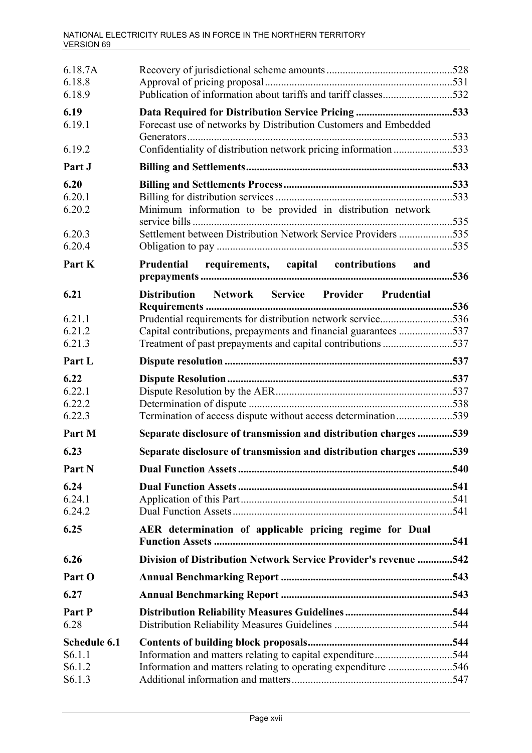| | | |
|---|---|---|
| 6.18.7A | Recovery of jurisdictional scheme amounts | 528 |
| 6.18.8 | Approval of pricing proposal | 531 |
| 6.18.9 | Publication of information about tariffs and tariff classes | 532 |
| **6.19** | **Data Required for Distribution Service Pricing** | **533** |
| 6.19.1 | Forecast use of networks by Distribution Customers and Embedded Generators | 533 |
| 6.19.2 | Confidentiality of distribution network pricing information | 533 |
| **Part J** | **Billing and Settlements** | **533** |
| **6.20** | **Billing and Settlements Process** | **533** |
| 6.20.1 | Billing for distribution services | 533 |
| 6.20.2 | Minimum information to be provided in distribution network service bills | 535 |
| 6.20.3 | Settlement between Distribution Network Service Providers | 535 |
| 6.20.4 | Obligation to pay | 535 |
| **Part K** | **Prudential requirements, capital contributions and prepayments** | **536** |
| **6.21** | **Distribution Network Service Provider Prudential Requirements** | **536** |
| 6.21.1 | Prudential requirements for distribution network service | 536 |
| 6.21.2 | Capital contributions, prepayments and financial guarantees | 537 |
| 6.21.3 | Treatment of past prepayments and capital contributions | 537 |
| **Part L** | **Dispute resolution** | **537** |
| **6.22** | **Dispute Resolution** | **537** |
| 6.22.1 | Dispute Resolution by the AER | 537 |
| 6.22.2 | Determination of dispute | 538 |
| 6.22.3 | Termination of access dispute without access determination | 539 |
| **Part M** | **Separate disclosure of transmission and distribution charges** | **539** |
| **6.23** | **Separate disclosure of transmission and distribution charges** | **539** |
| **Part N** | **Dual Function Assets** | **540** |
| **6.24** | **Dual Function Assets** | **541** |
| 6.24.1 | Application of this Part | 541 |
| 6.24.2 | Dual Function Assets | 541 |
| **6.25** | **AER determination of applicable pricing regime for Dual Function Assets** | **541** |
| **6.26** | **Division of Distribution Network Service Provider's revenue** | **542** |
| **Part O** | **Annual Benchmarking Report** | **543** |
| **6.27** | **Annual Benchmarking Report** | **543** |
| **Part P** | **Distribution Reliability Measures Guidelines** | **544** |
| 6.28 | Distribution Reliability Measures Guidelines | 544 |
| **Schedule 6.1** | **Contents of building block proposals** | **544** |
| S6.1.1 | Information and matters relating to capital expenditure | 544 |
| S6.1.2 | Information and matters relating to operating expenditure | 546 |
| S6.1.3 | Additional information and matters | 547 |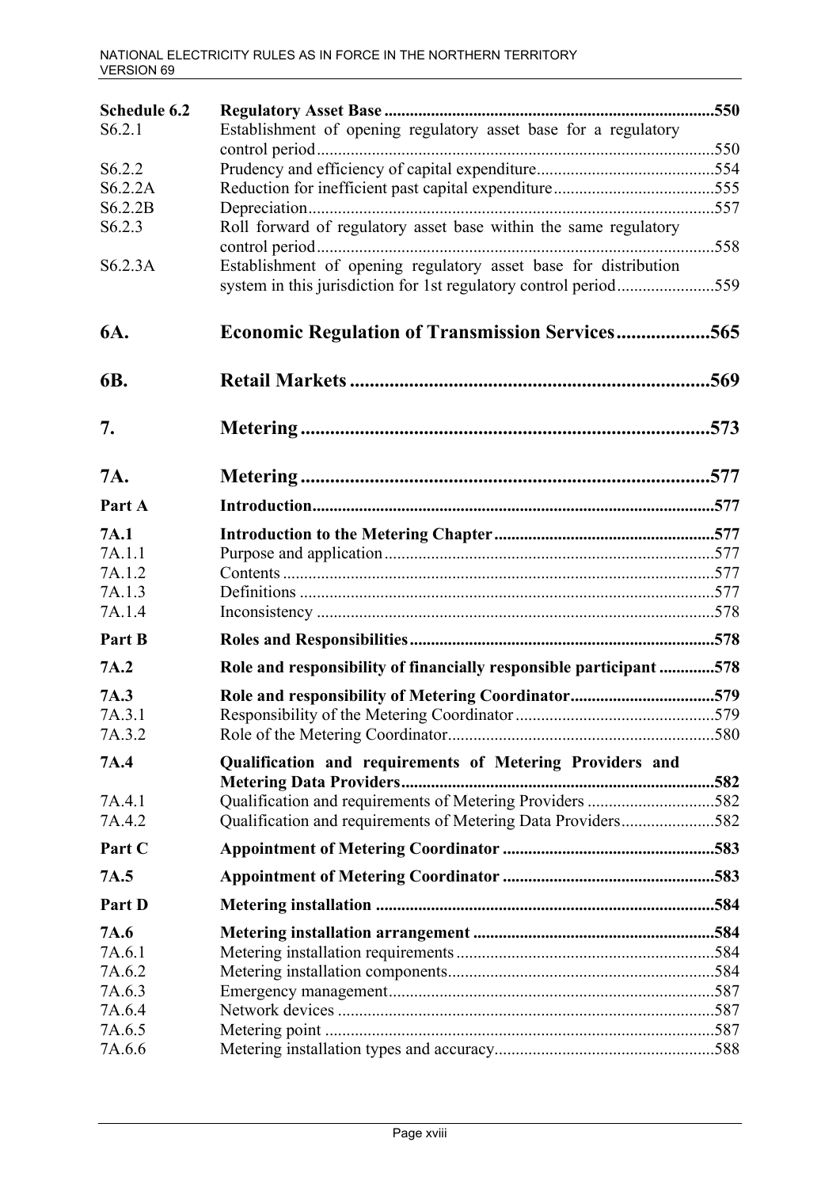| | | |
|---|---|---|
| **Schedule 6.2** | **Regulatory Asset Base** | **550** |
| S6.2.1 | Establishment of opening regulatory asset base for a regulatory control period | 550 |
| S6.2.2 | Prudency and efficiency of capital expenditure | 554 |
| S6.2.2A | Reduction for inefficient past capital expenditure | 555 |
| S6.2.2B | Depreciation | 557 |
| S6.2.3 | Roll forward of regulatory asset base within the same regulatory control period | 558 |
| S6.2.3A | Establishment of opening regulatory asset base for distribution system in this jurisdiction for 1st regulatory control period | 559 |

# 6A. Economic Regulation of Transmission Services ..... 565

# 6B. Retail Markets ..... 569

# 7. Metering ..... 573

# 7A. Metering ..... 577

| | | |
|---|---|---|
| **Part A** | **Introduction** | **577** |
| **7A.1** | **Introduction to the Metering Chapter** | **577** |
| 7A.1.1 | Purpose and application | 577 |
| 7A.1.2 | Contents | 577 |
| 7A.1.3 | Definitions | 577 |
| 7A.1.4 | Inconsistency | 578 |
| **Part B** | **Roles and Responsibilities** | **578** |
| **7A.2** | **Role and responsibility of financially responsible participant** | **578** |
| **7A.3** | **Role and responsibility of Metering Coordinator** | **579** |
| 7A.3.1 | Responsibility of the Metering Coordinator | 579 |
| 7A.3.2 | Role of the Metering Coordinator | 580 |
| **7A.4** | **Qualification and requirements of Metering Providers and Metering Data Providers** | **582** |
| 7A.4.1 | Qualification and requirements of Metering Providers | 582 |
| 7A.4.2 | Qualification and requirements of Metering Data Providers | 582 |
| **Part C** | **Appointment of Metering Coordinator** | **583** |
| **7A.5** | **Appointment of Metering Coordinator** | **583** |
| **Part D** | **Metering installation** | **584** |
| **7A.6** | **Metering installation arrangement** | **584** |
| 7A.6.1 | Metering installation requirements | 584 |
| 7A.6.2 | Metering installation components | 584 |
| 7A.6.3 | Emergency management | 587 |
| 7A.6.4 | Network devices | 587 |
| 7A.6.5 | Metering point | 587 |
| 7A.6.6 | Metering installation types and accuracy | 588 |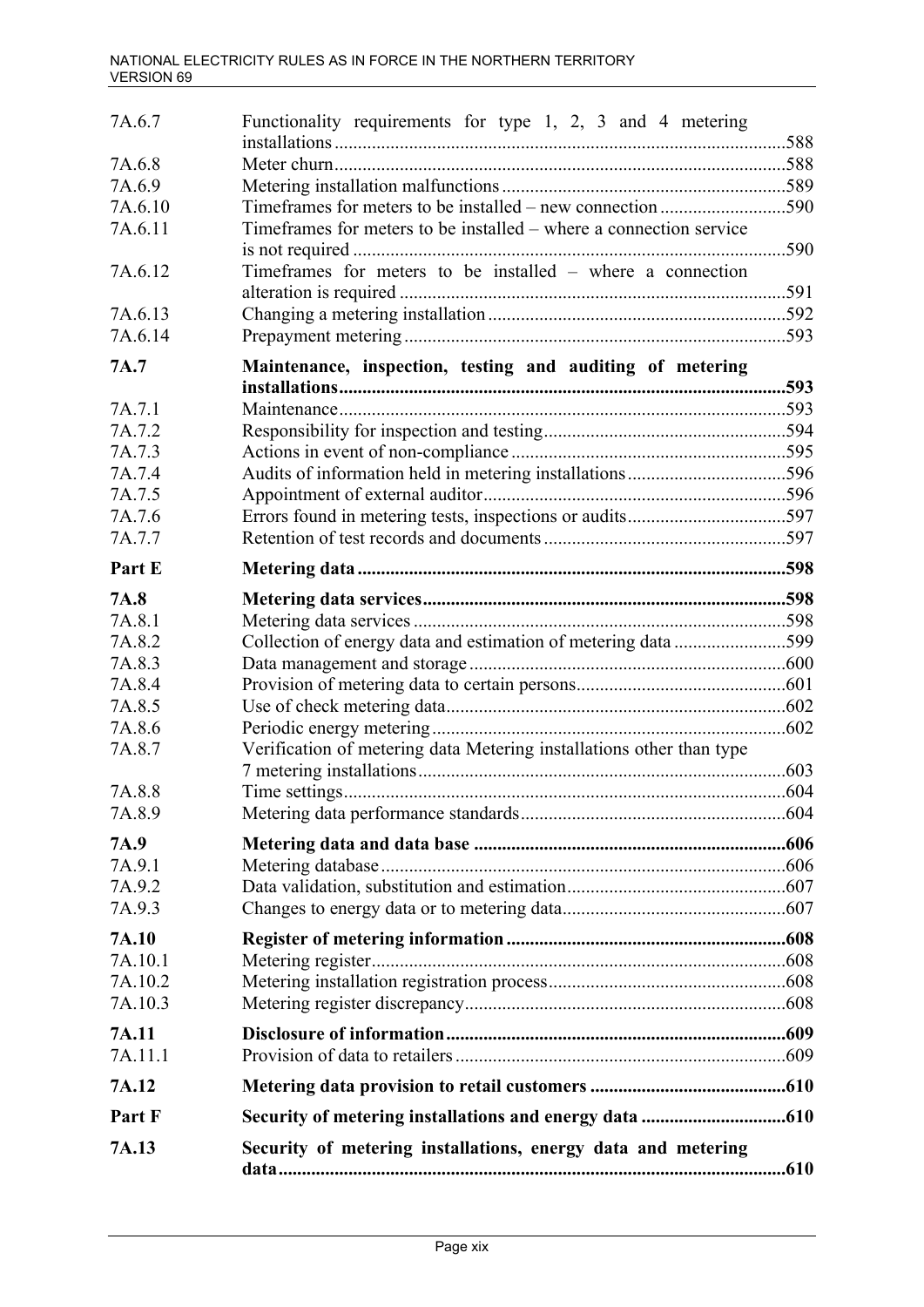| | | |
|---|---|---|
| 7A.6.7 | Functionality requirements for type 1, 2, 3 and 4 metering installations | 588 |
| 7A.6.8 | Meter churn | 588 |
| 7A.6.9 | Metering installation malfunctions | 589 |
| 7A.6.10 | Timeframes for meters to be installed – new connection | 590 |
| 7A.6.11 | Timeframes for meters to be installed – where a connection service is not required | 590 |
| 7A.6.12 | Timeframes for meters to be installed – where a connection alteration is required | 591 |
| 7A.6.13 | Changing a metering installation | 592 |
| 7A.6.14 | Prepayment metering | 593 |
| **7A.7** | **Maintenance, inspection, testing and auditing of metering installations** | **593** |
| 7A.7.1 | Maintenance | 593 |
| 7A.7.2 | Responsibility for inspection and testing | 594 |
| 7A.7.3 | Actions in event of non-compliance | 595 |
| 7A.7.4 | Audits of information held in metering installations | 596 |
| 7A.7.5 | Appointment of external auditor | 596 |
| 7A.7.6 | Errors found in metering tests, inspections or audits | 597 |
| 7A.7.7 | Retention of test records and documents | 597 |
| **Part E** | **Metering data** | **598** |
| **7A.8** | **Metering data services** | **598** |
| 7A.8.1 | Metering data services | 598 |
| 7A.8.2 | Collection of energy data and estimation of metering data | 599 |
| 7A.8.3 | Data management and storage | 600 |
| 7A.8.4 | Provision of metering data to certain persons | 601 |
| 7A.8.5 | Use of check metering data | 602 |
| 7A.8.6 | Periodic energy metering | 602 |
| 7A.8.7 | Verification of metering data Metering installations other than type 7 metering installations | 603 |
| 7A.8.8 | Time settings | 604 |
| 7A.8.9 | Metering data performance standards | 604 |
| **7A.9** | **Metering data and data base** | **606** |
| 7A.9.1 | Metering database | 606 |
| 7A.9.2 | Data validation, substitution and estimation | 607 |
| 7A.9.3 | Changes to energy data or to metering data | 607 |
| **7A.10** | **Register of metering information** | **608** |
| 7A.10.1 | Metering register | 608 |
| 7A.10.2 | Metering installation registration process | 608 |
| 7A.10.3 | Metering register discrepancy | 608 |
| **7A.11** | **Disclosure of information** | **609** |
| 7A.11.1 | Provision of data to retailers | 609 |
| **7A.12** | **Metering data provision to retail customers** | **610** |
| **Part F** | **Security of metering installations and energy data** | **610** |
| **7A.13** | **Security of metering installations, energy data and metering data** | **610** |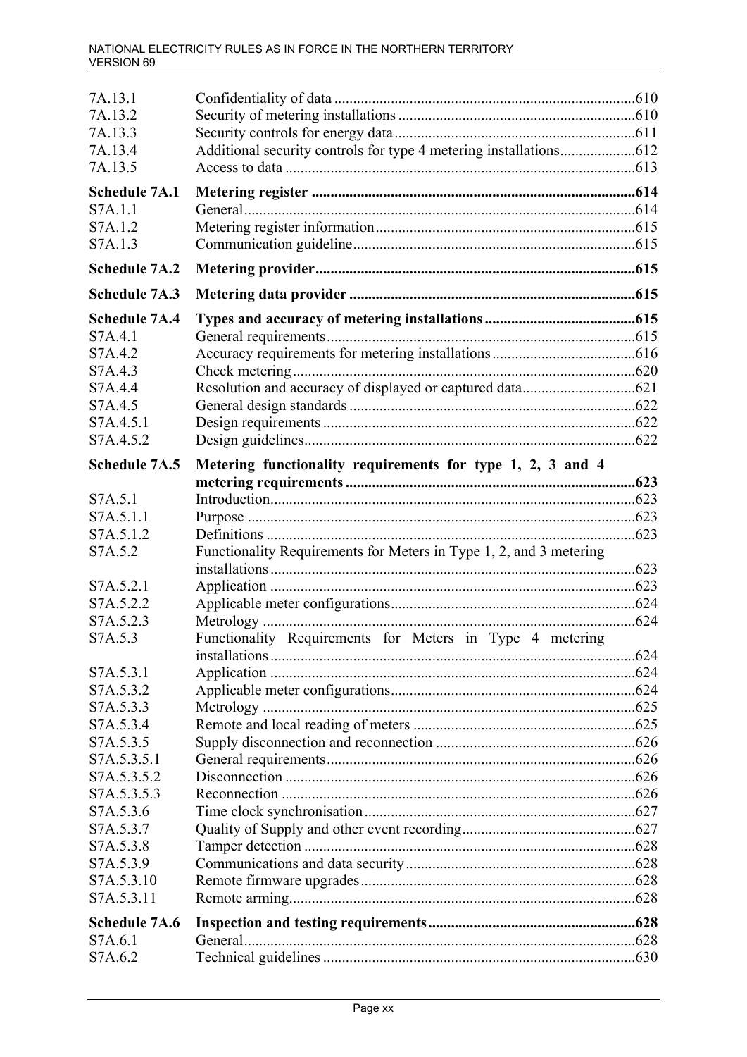| | | |
|---|---|---|
| 7A.13.1 | Confidentiality of data | 610 |
| 7A.13.2 | Security of metering installations | 610 |
| 7A.13.3 | Security controls for energy data | 611 |
| 7A.13.4 | Additional security controls for type 4 metering installations | 612 |
| 7A.13.5 | Access to data | 613 |
| **Schedule 7A.1** | **Metering register** | **614** |
| S7A.1.1 | General | 614 |
| S7A.1.2 | Metering register information | 615 |
| S7A.1.3 | Communication guideline | 615 |
| **Schedule 7A.2** | **Metering provider** | **615** |
| **Schedule 7A.3** | **Metering data provider** | **615** |
| **Schedule 7A.4** | **Types and accuracy of metering installations** | **615** |
| S7A.4.1 | General requirements | 615 |
| S7A.4.2 | Accuracy requirements for metering installations | 616 |
| S7A.4.3 | Check metering | 620 |
| S7A.4.4 | Resolution and accuracy of displayed or captured data | 621 |
| S7A.4.5 | General design standards | 622 |
| S7A.4.5.1 | Design requirements | 622 |
| S7A.4.5.2 | Design guidelines | 622 |
| **Schedule 7A.5** | **Metering functionality requirements for type 1, 2, 3 and 4 metering requirements** | **623** |
| S7A.5.1 | Introduction | 623 |
| S7A.5.1.1 | Purpose | 623 |
| S7A.5.1.2 | Definitions | 623 |
| S7A.5.2 | Functionality Requirements for Meters in Type 1, 2, and 3 metering installations | 623 |
| S7A.5.2.1 | Application | 623 |
| S7A.5.2.2 | Applicable meter configurations | 624 |
| S7A.5.2.3 | Metrology | 624 |
| S7A.5.3 | Functionality Requirements for Meters in Type 4 metering installations | 624 |
| S7A.5.3.1 | Application | 624 |
| S7A.5.3.2 | Applicable meter configurations | 624 |
| S7A.5.3.3 | Metrology | 625 |
| S7A.5.3.4 | Remote and local reading of meters | 625 |
| S7A.5.3.5 | Supply disconnection and reconnection | 626 |
| S7A.5.3.5.1 | General requirements | 626 |
| S7A.5.3.5.2 | Disconnection | 626 |
| S7A.5.3.5.3 | Reconnection | 626 |
| S7A.5.3.6 | Time clock synchronisation | 627 |
| S7A.5.3.7 | Quality of Supply and other event recording | 627 |
| S7A.5.3.8 | Tamper detection | 628 |
| S7A.5.3.9 | Communications and data security | 628 |
| S7A.5.3.10 | Remote firmware upgrades | 628 |
| S7A.5.3.11 | Remote arming | 628 |
| **Schedule 7A.6** | **Inspection and testing requirements** | **628** |
| S7A.6.1 | General | 628 |
| S7A.6.2 | Technical guidelines | 630 |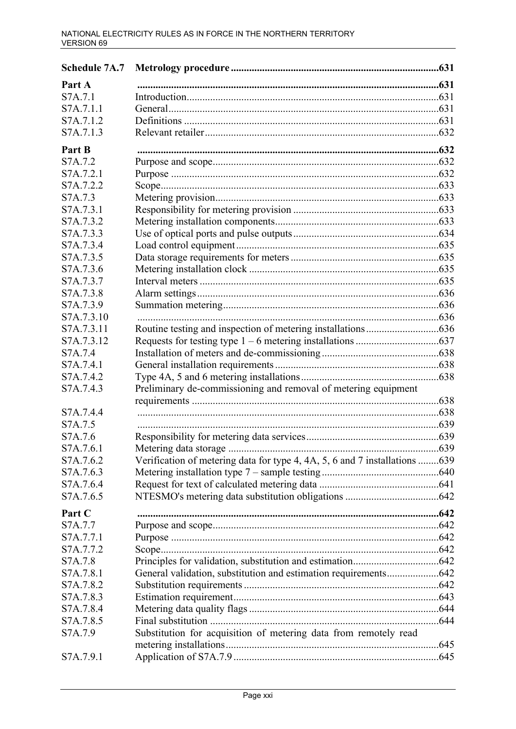| | | |
|---|---|---|
| **Schedule 7A.7** | **Metrology procedure** | **631** |
| **Part A** | | **631** |
| S7A.7.1 | Introduction | 631 |
| S7A.7.1.1 | General | 631 |
| S7A.7.1.2 | Definitions | 631 |
| S7A.7.1.3 | Relevant retailer | 632 |
| **Part B** | | **632** |
| S7A.7.2 | Purpose and scope | 632 |
| S7A.7.2.1 | Purpose | 632 |
| S7A.7.2.2 | Scope | 633 |
| S7A.7.3 | Metering provision | 633 |
| S7A.7.3.1 | Responsibility for metering provision | 633 |
| S7A.7.3.2 | Metering installation components | 633 |
| S7A.7.3.3 | Use of optical ports and pulse outputs | 634 |
| S7A.7.3.4 | Load control equipment | 635 |
| S7A.7.3.5 | Data storage requirements for meters | 635 |
| S7A.7.3.6 | Metering installation clock | 635 |
| S7A.7.3.7 | Interval meters | 635 |
| S7A.7.3.8 | Alarm settings | 636 |
| S7A.7.3.9 | Summation metering | 636 |
| S7A.7.3.10 | | 636 |
| S7A.7.3.11 | Routine testing and inspection of metering installations | 636 |
| S7A.7.3.12 | Requests for testing type 1 – 6 metering installations | 637 |
| S7A.7.4 | Installation of meters and de-commissioning | 638 |
| S7A.7.4.1 | General installation requirements | 638 |
| S7A.7.4.2 | Type 4A, 5 and 6 metering installations | 638 |
| S7A.7.4.3 | Preliminary de-commissioning and removal of metering equipment requirements | 638 |
| S7A.7.4.4 | | 638 |
| S7A.7.5 | | 639 |
| S7A.7.6 | Responsibility for metering data services | 639 |
| S7A.7.6.1 | Metering data storage | 639 |
| S7A.7.6.2 | Verification of metering data for type 4, 4A, 5, 6 and 7 installations | 639 |
| S7A.7.6.3 | Metering installation type 7 – sample testing | 640 |
| S7A.7.6.4 | Request for text of calculated metering data | 641 |
| S7A.7.6.5 | NTESMO's metering data substitution obligations | 642 |
| **Part C** | | **642** |
| S7A.7.7 | Purpose and scope | 642 |
| S7A.7.7.1 | Purpose | 642 |
| S7A.7.7.2 | Scope | 642 |
| S7A.7.8 | Principles for validation, substitution and estimation | 642 |
| S7A.7.8.1 | General validation, substitution and estimation requirements | 642 |
| S7A.7.8.2 | Substitution requirements | 642 |
| S7A.7.8.3 | Estimation requirement | 643 |
| S7A.7.8.4 | Metering data quality flags | 644 |
| S7A.7.8.5 | Final substitution | 644 |
| S7A.7.9 | Substitution for acquisition of metering data from remotely read metering installations | 645 |
| S7A.7.9.1 | Application of S7A.7.9 | 645 |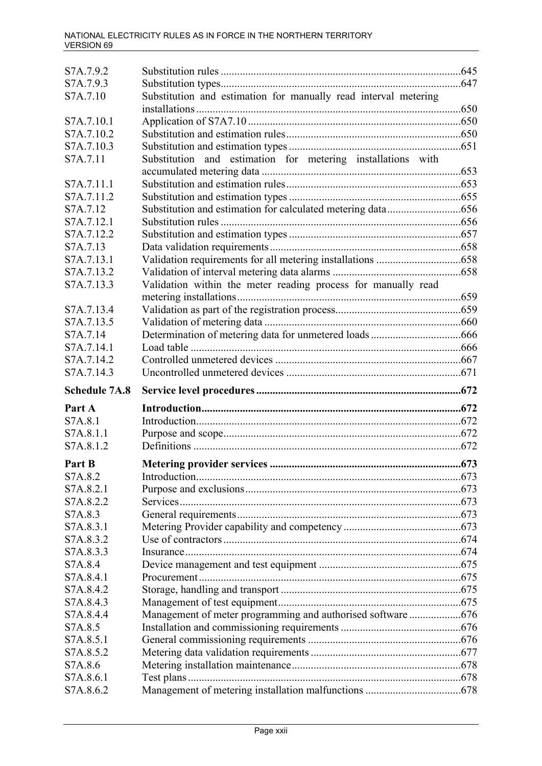| | | |
|---|---|---|
| S7A.7.9.2 | Substitution rules | 645 |
| S7A.7.9.3 | Substitution types | 647 |
| S7A.7.10 | Substitution and estimation for manually read interval metering installations | 650 |
| S7A.7.10.1 | Application of S7A7.10 | 650 |
| S7A.7.10.2 | Substitution and estimation rules | 650 |
| S7A.7.10.3 | Substitution and estimation types | 651 |
| S7A.7.11 | Substitution and estimation for metering installations with accumulated metering data | 653 |
| S7A.7.11.1 | Substitution and estimation rules | 653 |
| S7A.7.11.2 | Substitution and estimation types | 655 |
| S7A.7.12 | Substitution and estimation for calculated metering data | 656 |
| S7A.7.12.1 | Substitution rules | 656 |
| S7A.7.12.2 | Substitution and estimation types | 657 |
| S7A.7.13 | Data validation requirements | 658 |
| S7A.7.13.1 | Validation requirements for all metering installations | 658 |
| S7A.7.13.2 | Validation of interval metering data alarms | 658 |
| S7A.7.13.3 | Validation within the meter reading process for manually read metering installations | 659 |
| S7A.7.13.4 | Validation as part of the registration process | 659 |
| S7A.7.13.5 | Validation of metering data | 660 |
| S7A.7.14 | Determination of metering data for unmetered loads | 666 |
| S7A.7.14.1 | Load table | 666 |
| S7A.7.14.2 | Controlled unmetered devices | 667 |
| S7A.7.14.3 | Uncontrolled unmetered devices | 671 |
| **Schedule 7A.8** | **Service level procedures** | **672** |
| **Part A** | **Introduction** | **672** |
| S7A.8.1 | Introduction | 672 |
| S7A.8.1.1 | Purpose and scope | 672 |
| S7A.8.1.2 | Definitions | 672 |
| **Part B** | **Metering provider services** | **673** |
| S7A.8.2 | Introduction | 673 |
| S7A.8.2.1 | Purpose and exclusions | 673 |
| S7A.8.2.2 | Services | 673 |
| S7A.8.3 | General requirements | 673 |
| S7A.8.3.1 | Metering Provider capability and competency | 673 |
| S7A.8.3.2 | Use of contractors | 674 |
| S7A.8.3.3 | Insurance | 674 |
| S7A.8.4 | Device management and test equipment | 675 |
| S7A.8.4.1 | Procurement | 675 |
| S7A.8.4.2 | Storage, handling and transport | 675 |
| S7A.8.4.3 | Management of test equipment | 675 |
| S7A.8.4.4 | Management of meter programming and authorised software | 676 |
| S7A.8.5 | Installation and commissioning requirements | 676 |
| S7A.8.5.1 | General commissioning requirements | 676 |
| S7A.8.5.2 | Metering data validation requirements | 677 |
| S7A.8.6 | Metering installation maintenance | 678 |
| S7A.8.6.1 | Test plans | 678 |
| S7A.8.6.2 | Management of metering installation malfunctions | 678 |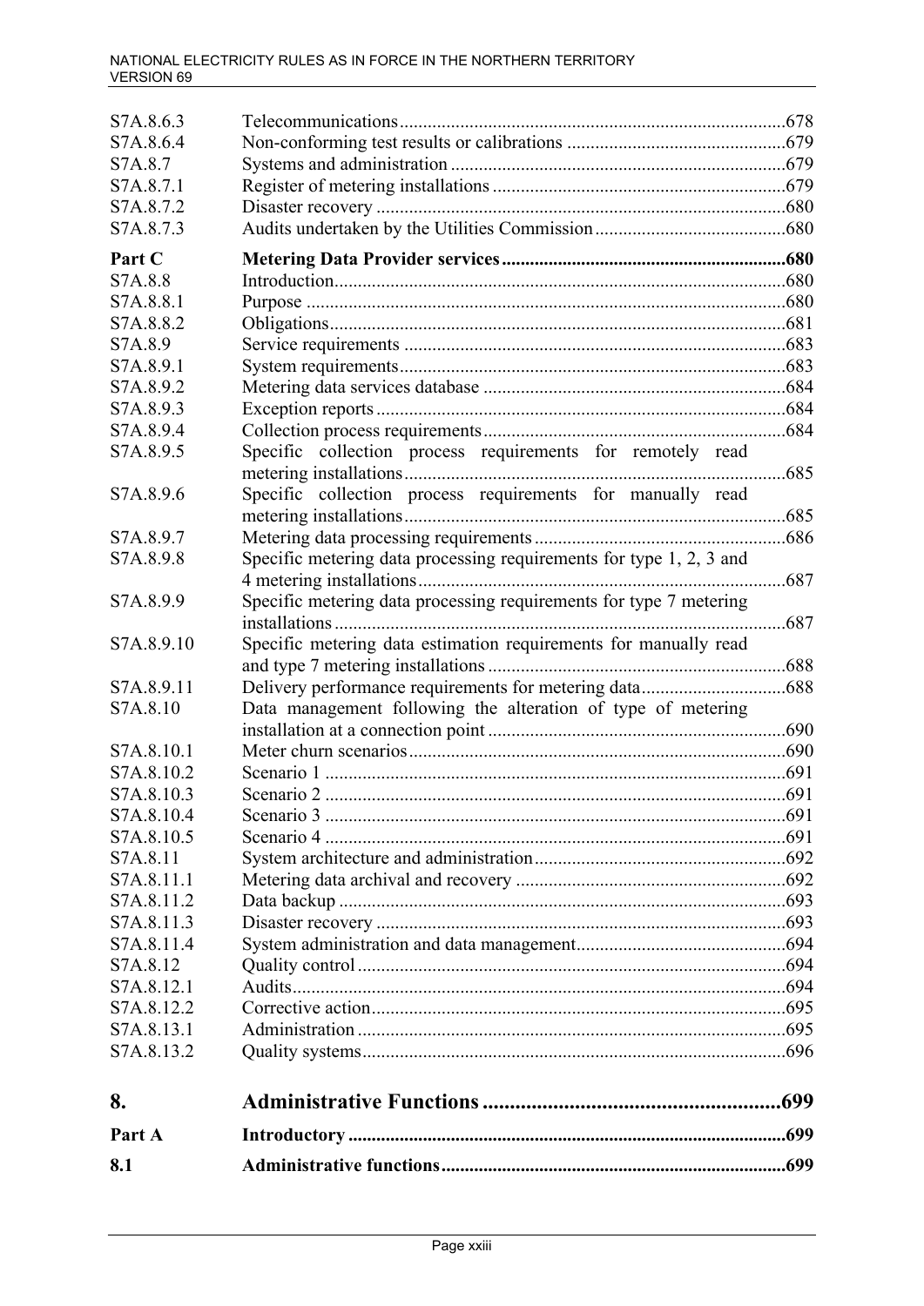| | | |
|---|---|---|
| S7A.8.6.3 | Telecommunications | 678 |
| S7A.8.6.4 | Non-conforming test results or calibrations | 679 |
| S7A.8.7 | Systems and administration | 679 |
| S7A.8.7.1 | Register of metering installations | 679 |
| S7A.8.7.2 | Disaster recovery | 680 |
| S7A.8.7.3 | Audits undertaken by the Utilities Commission | 680 |
| **Part C** | **Metering Data Provider services** | **680** |
| S7A.8.8 | Introduction | 680 |
| S7A.8.8.1 | Purpose | 680 |
| S7A.8.8.2 | Obligations | 681 |
| S7A.8.9 | Service requirements | 683 |
| S7A.8.9.1 | System requirements | 683 |
| S7A.8.9.2 | Metering data services database | 684 |
| S7A.8.9.3 | Exception reports | 684 |
| S7A.8.9.4 | Collection process requirements | 684 |
| S7A.8.9.5 | Specific collection process requirements for remotely read metering installations | 685 |
| S7A.8.9.6 | Specific collection process requirements for manually read metering installations | 685 |
| S7A.8.9.7 | Metering data processing requirements | 686 |
| S7A.8.9.8 | Specific metering data processing requirements for type 1, 2, 3 and 4 metering installations | 687 |
| S7A.8.9.9 | Specific metering data processing requirements for type 7 metering installations | 687 |
| S7A.8.9.10 | Specific metering data estimation requirements for manually read and type 7 metering installations | 688 |
| S7A.8.9.11 | Delivery performance requirements for metering data | 688 |
| S7A.8.10 | Data management following the alteration of type of metering installation at a connection point | 690 |
| S7A.8.10.1 | Meter churn scenarios | 690 |
| S7A.8.10.2 | Scenario 1 | 691 |
| S7A.8.10.3 | Scenario 2 | 691 |
| S7A.8.10.4 | Scenario 3 | 691 |
| S7A.8.10.5 | Scenario 4 | 691 |
| S7A.8.11 | System architecture and administration | 692 |
| S7A.8.11.1 | Metering data archival and recovery | 692 |
| S7A.8.11.2 | Data backup | 693 |
| S7A.8.11.3 | Disaster recovery | 693 |
| S7A.8.11.4 | System administration and data management | 694 |
| S7A.8.12 | Quality control | 694 |
| S7A.8.12.1 | Audits | 694 |
| S7A.8.12.2 | Corrective action | 695 |
| S7A.8.13.1 | Administration | 695 |
| S7A.8.13.2 | Quality systems | 696 |
| **8.** | **Administrative Functions** | **699** |
| **Part A** | **Introductory** | **699** |
| **8.1** | **Administrative functions** | **699** |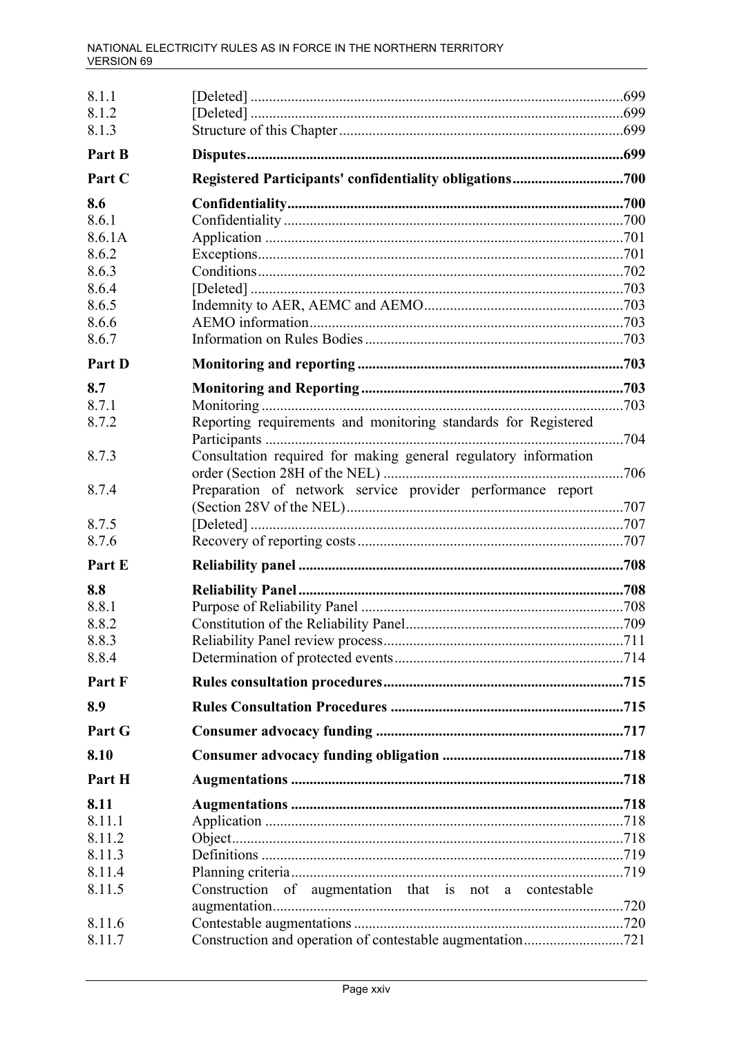| | | |
|---|---|---|
| 8.1.1 | [Deleted] | 699 |
| 8.1.2 | [Deleted] | 699 |
| 8.1.3 | Structure of this Chapter | 699 |
| **Part B** | **Disputes** | **699** |
| **Part C** | **Registered Participants' confidentiality obligations** | **700** |
| **8.6** | **Confidentiality** | **700** |
| 8.6.1 | Confidentiality | 700 |
| 8.6.1A | Application | 701 |
| 8.6.2 | Exceptions | 701 |
| 8.6.3 | Conditions | 702 |
| 8.6.4 | [Deleted] | 703 |
| 8.6.5 | Indemnity to AER, AEMC and AEMO | 703 |
| 8.6.6 | AEMO information | 703 |
| 8.6.7 | Information on Rules Bodies | 703 |
| **Part D** | **Monitoring and reporting** | **703** |
| **8.7** | **Monitoring and Reporting** | **703** |
| 8.7.1 | Monitoring | 703 |
| 8.7.2 | Reporting requirements and monitoring standards for Registered Participants | 704 |
| 8.7.3 | Consultation required for making general regulatory information order (Section 28H of the NEL) | 706 |
| 8.7.4 | Preparation of network service provider performance report (Section 28V of the NEL) | 707 |
| 8.7.5 | [Deleted] | 707 |
| 8.7.6 | Recovery of reporting costs | 707 |
| **Part E** | **Reliability panel** | **708** |
| **8.8** | **Reliability Panel** | **708** |
| 8.8.1 | Purpose of Reliability Panel | 708 |
| 8.8.2 | Constitution of the Reliability Panel | 709 |
| 8.8.3 | Reliability Panel review process | 711 |
| 8.8.4 | Determination of protected events | 714 |
| **Part F** | **Rules consultation procedures** | **715** |
| **8.9** | **Rules Consultation Procedures** | **715** |
| **Part G** | **Consumer advocacy funding** | **717** |
| **8.10** | **Consumer advocacy funding obligation** | **718** |
| **Part H** | **Augmentations** | **718** |
| **8.11** | **Augmentations** | **718** |
| 8.11.1 | Application | 718 |
| 8.11.2 | Object | 718 |
| 8.11.3 | Definitions | 719 |
| 8.11.4 | Planning criteria | 719 |
| 8.11.5 | Construction of augmentation that is not a contestable augmentation | 720 |
| 8.11.6 | Contestable augmentations | 720 |
| 8.11.7 | Construction and operation of contestable augmentation | 721 |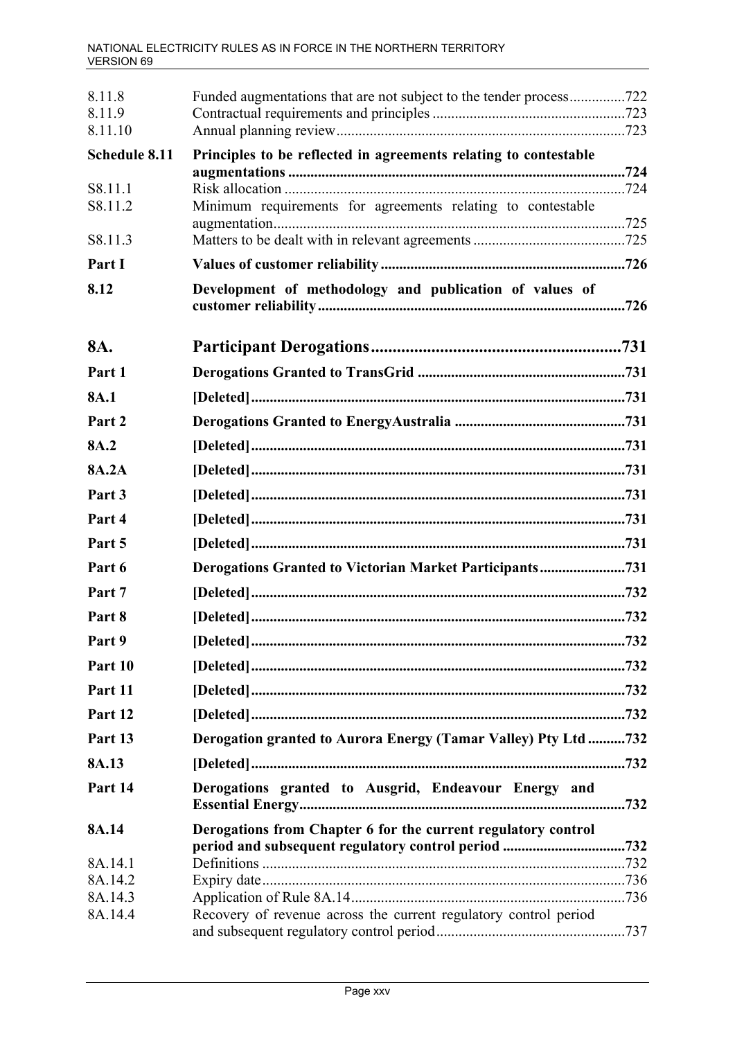| | | |
|---|---|---|
| 8.11.8 | Funded augmentations that are not subject to the tender process | 722 |
| 8.11.9 | Contractual requirements and principles | 723 |
| 8.11.10 | Annual planning review | 723 |
| **Schedule 8.11** | **Principles to be reflected in agreements relating to contestable augmentations** | **724** |
| S8.11.1 | Risk allocation | 724 |
| S8.11.2 | Minimum requirements for agreements relating to contestable augmentation | 725 |
| S8.11.3 | Matters to be dealt with in relevant agreements | 725 |
| **Part I** | **Values of customer reliability** | **726** |
| **8.12** | **Development of methodology and publication of values of customer reliability** | **726** |
| **8A.** | **Participant Derogations** | **731** |
| **Part 1** | **Derogations Granted to TransGrid** | **731** |
| **8A.1** | **[Deleted]** | **731** |
| **Part 2** | **Derogations Granted to EnergyAustralia** | **731** |
| **8A.2** | **[Deleted]** | **731** |
| **8A.2A** | **[Deleted]** | **731** |
| **Part 3** | **[Deleted]** | **731** |
| **Part 4** | **[Deleted]** | **731** |
| **Part 5** | **[Deleted]** | **731** |
| **Part 6** | **Derogations Granted to Victorian Market Participants** | **731** |
| **Part 7** | **[Deleted]** | **732** |
| **Part 8** | **[Deleted]** | **732** |
| **Part 9** | **[Deleted]** | **732** |
| **Part 10** | **[Deleted]** | **732** |
| **Part 11** | **[Deleted]** | **732** |
| **Part 12** | **[Deleted]** | **732** |
| **Part 13** | **Derogation granted to Aurora Energy (Tamar Valley) Pty Ltd** | **732** |
| **8A.13** | **[Deleted]** | **732** |
| **Part 14** | **Derogations granted to Ausgrid, Endeavour Energy and Essential Energy** | **732** |
| **8A.14** | **Derogations from Chapter 6 for the current regulatory control period and subsequent regulatory control period** | **732** |
| 8A.14.1 | Definitions | 732 |
| 8A.14.2 | Expiry date | 736 |
| 8A.14.3 | Application of Rule 8A.14 | 736 |
| 8A.14.4 | Recovery of revenue across the current regulatory control period and subsequent regulatory control period | 737 |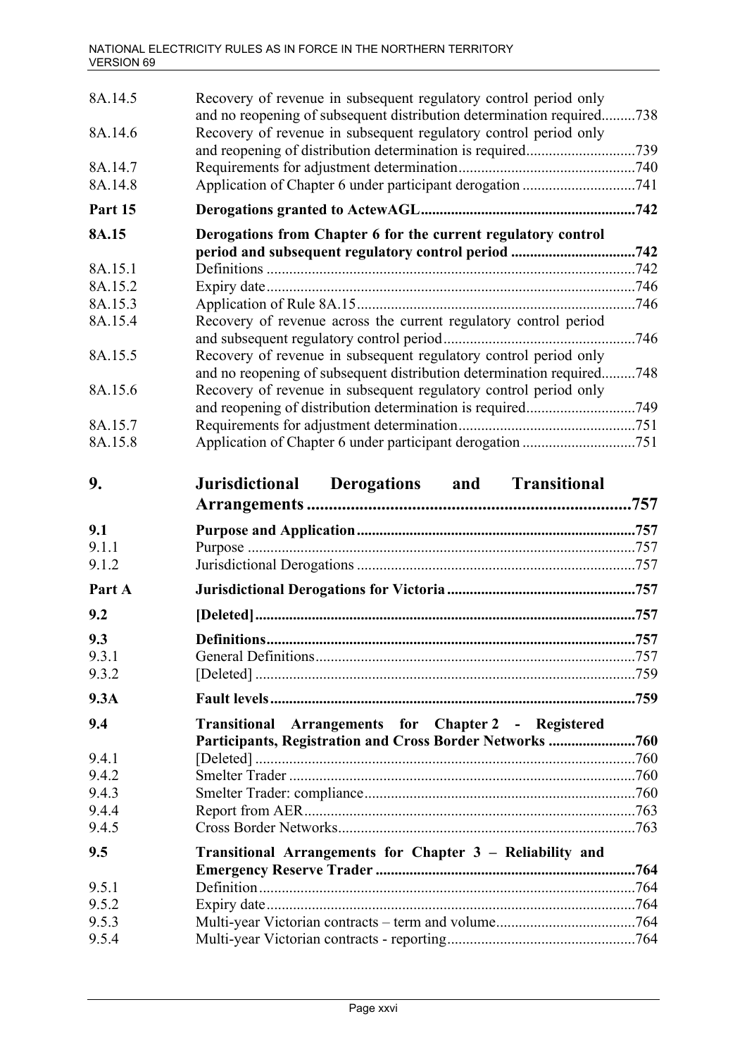| | | |
|---|---|---|
| 8A.14.5 | Recovery of revenue in subsequent regulatory control period only and no reopening of subsequent distribution determination required | 738 |
| 8A.14.6 | Recovery of revenue in subsequent regulatory control period only and reopening of distribution determination is required | 739 |
| 8A.14.7 | Requirements for adjustment determination | 740 |
| 8A.14.8 | Application of Chapter 6 under participant derogation | 741 |
| **Part 15** | **Derogations granted to ActewAGL** | **742** |
| **8A.15** | **Derogations from Chapter 6 for the current regulatory control period and subsequent regulatory control period** | **742** |
| 8A.15.1 | Definitions | 742 |
| 8A.15.2 | Expiry date | 746 |
| 8A.15.3 | Application of Rule 8A.15 | 746 |
| 8A.15.4 | Recovery of revenue across the current regulatory control period and subsequent regulatory control period | 746 |
| 8A.15.5 | Recovery of revenue in subsequent regulatory control period only and no reopening of subsequent distribution determination required | 748 |
| 8A.15.6 | Recovery of revenue in subsequent regulatory control period only and reopening of distribution determination is required | 749 |
| 8A.15.7 | Requirements for adjustment determination | 751 |
| 8A.15.8 | Application of Chapter 6 under participant derogation | 751 |
| **9.** | **Jurisdictional Derogations and Transitional Arrangements** | **757** |
| **9.1** | **Purpose and Application** | **757** |
| 9.1.1 | Purpose | 757 |
| 9.1.2 | Jurisdictional Derogations | 757 |
| **Part A** | **Jurisdictional Derogations for Victoria** | **757** |
| **9.2** | **[Deleted]** | **757** |
| **9.3** | **Definitions** | **757** |
| 9.3.1 | General Definitions | 757 |
| 9.3.2 | [Deleted] | 759 |
| **9.3A** | **Fault levels** | **759** |
| **9.4** | **Transitional Arrangements for Chapter 2 - Registered Participants, Registration and Cross Border Networks** | **760** |
| 9.4.1 | [Deleted] | 760 |
| 9.4.2 | Smelter Trader | 760 |
| 9.4.3 | Smelter Trader: compliance | 760 |
| 9.4.4 | Report from AER | 763 |
| 9.4.5 | Cross Border Networks | 763 |
| **9.5** | **Transitional Arrangements for Chapter 3 – Reliability and Emergency Reserve Trader** | **764** |
| 9.5.1 | Definition | 764 |
| 9.5.2 | Expiry date | 764 |
| 9.5.3 | Multi-year Victorian contracts – term and volume | 764 |
| 9.5.4 | Multi-year Victorian contracts - reporting | 764 |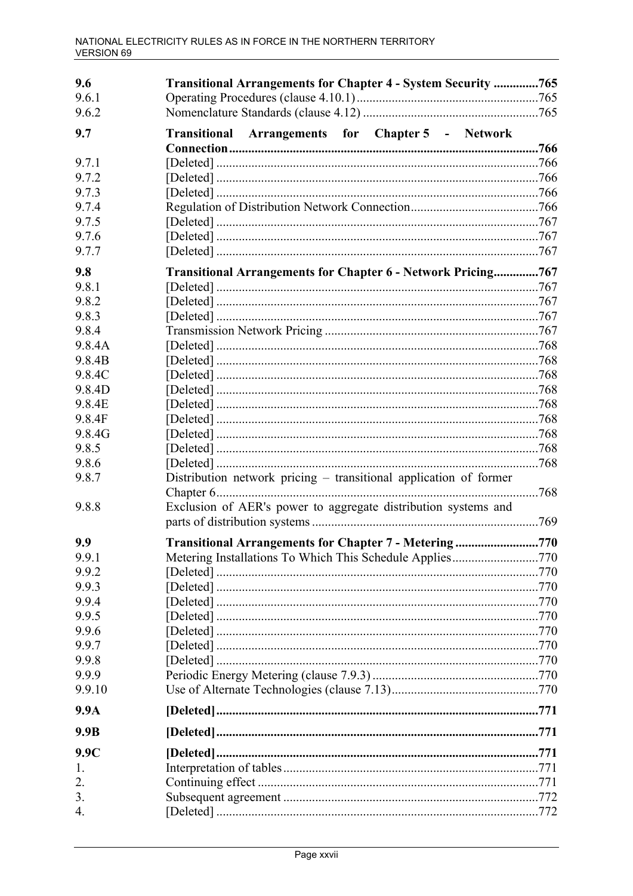| | | |
|---|---|---|
| **9.6** | **Transitional Arrangements for Chapter 4 - System Security** | **765** |
| 9.6.1 | Operating Procedures (clause 4.10.1) | 765 |
| 9.6.2 | Nomenclature Standards (clause 4.12) | 765 |
| **9.7** | **Transitional Arrangements for Chapter 5 - Network Connection** | **766** |
| 9.7.1 | [Deleted] | 766 |
| 9.7.2 | [Deleted] | 766 |
| 9.7.3 | [Deleted] | 766 |
| 9.7.4 | Regulation of Distribution Network Connection | 766 |
| 9.7.5 | [Deleted] | 767 |
| 9.7.6 | [Deleted] | 767 |
| 9.7.7 | [Deleted] | 767 |
| **9.8** | **Transitional Arrangements for Chapter 6 - Network Pricing** | **767** |
| 9.8.1 | [Deleted] | 767 |
| 9.8.2 | [Deleted] | 767 |
| 9.8.3 | [Deleted] | 767 |
| 9.8.4 | Transmission Network Pricing | 767 |
| 9.8.4A | [Deleted] | 768 |
| 9.8.4B | [Deleted] | 768 |
| 9.8.4C | [Deleted] | 768 |
| 9.8.4D | [Deleted] | 768 |
| 9.8.4E | [Deleted] | 768 |
| 9.8.4F | [Deleted] | 768 |
| 9.8.4G | [Deleted] | 768 |
| 9.8.5 | [Deleted] | 768 |
| 9.8.6 | [Deleted] | 768 |
| 9.8.7 | Distribution network pricing – transitional application of former Chapter 6 | 768 |
| 9.8.8 | Exclusion of AER's power to aggregate distribution systems and parts of distribution systems | 769 |
| **9.9** | **Transitional Arrangements for Chapter 7 - Metering** | **770** |
| 9.9.1 | Metering Installations To Which This Schedule Applies | 770 |
| 9.9.2 | [Deleted] | 770 |
| 9.9.3 | [Deleted] | 770 |
| 9.9.4 | [Deleted] | 770 |
| 9.9.5 | [Deleted] | 770 |
| 9.9.6 | [Deleted] | 770 |
| 9.9.7 | [Deleted] | 770 |
| 9.9.8 | [Deleted] | 770 |
| 9.9.9 | Periodic Energy Metering (clause 7.9.3) | 770 |
| 9.9.10 | Use of Alternate Technologies (clause 7.13) | 770 |
| **9.9A** | **[Deleted]** | **771** |
| **9.9B** | **[Deleted]** | **771** |
| **9.9C** | **[Deleted]** | **771** |
| 1. | Interpretation of tables | 771 |
| 2. | Continuing effect | 771 |
| 3. | Subsequent agreement | 772 |
| 4. | [Deleted] | 772 |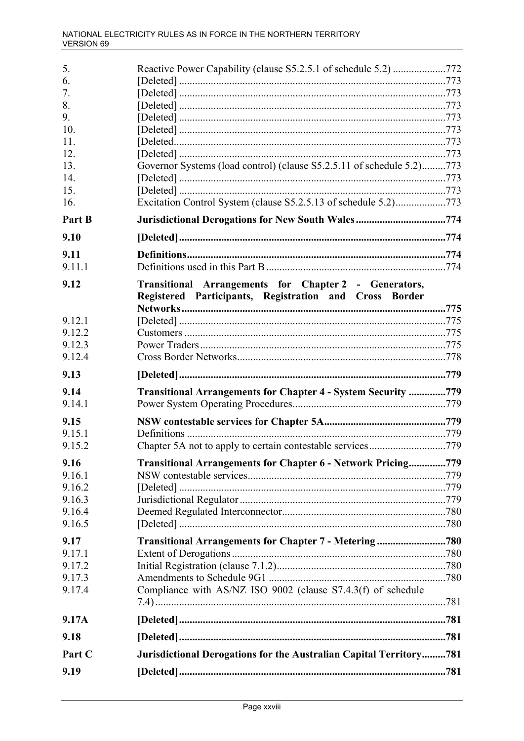| | | |
|---|---|---|
| 5. | Reactive Power Capability (clause S5.2.5.1 of schedule 5.2) | 772 |
| 6. | [Deleted] | 773 |
| 7. | [Deleted] | 773 |
| 8. | [Deleted] | 773 |
| 9. | [Deleted] | 773 |
| 10. | [Deleted] | 773 |
| 11. | [Deleted. | 773 |
| 12. | [Deleted] | 773 |
| 13. | Governor Systems (load control) (clause S5.2.5.11 of schedule 5.2) | 773 |
| 14. | [Deleted] | 773 |
| 15. | [Deleted] | 773 |
| 16. | Excitation Control System (clause S5.2.5.13 of schedule 5.2) | 773 |
| **Part B** | **Jurisdictional Derogations for New South Wales** | **774** |
| **9.10** | **[Deleted]** | **774** |
| **9.11** | **Definitions** | **774** |
| 9.11.1 | Definitions used in this Part B | 774 |
| **9.12** | **Transitional Arrangements for Chapter 2 - Generators, Registered Participants, Registration and Cross Border Networks** | **775** |
| 9.12.1 | [Deleted] | 775 |
| 9.12.2 | Customers | 775 |
| 9.12.3 | Power Traders | 775 |
| 9.12.4 | Cross Border Networks | 778 |
| **9.13** | **[Deleted]** | **779** |
| **9.14** | **Transitional Arrangements for Chapter 4 - System Security** | **779** |
| 9.14.1 | Power System Operating Procedures | 779 |
| **9.15** | **NSW contestable services for Chapter 5A** | **779** |
| 9.15.1 | Definitions | 779 |
| 9.15.2 | Chapter 5A not to apply to certain contestable services | 779 |
| **9.16** | **Transitional Arrangements for Chapter 6 - Network Pricing** | **779** |
| 9.16.1 | NSW contestable services | 779 |
| 9.16.2 | [Deleted] | 779 |
| 9.16.3 | Jurisdictional Regulator | 779 |
| 9.16.4 | Deemed Regulated Interconnector | 780 |
| 9.16.5 | [Deleted] | 780 |
| **9.17** | **Transitional Arrangements for Chapter 7 - Metering** | **780** |
| 9.17.1 | Extent of Derogations | 780 |
| 9.17.2 | Initial Registration (clause 7.1.2) | 780 |
| 9.17.3 | Amendments to Schedule 9G1 | 780 |
| 9.17.4 | Compliance with AS/NZ ISO 9002 (clause S7.4.3(f) of schedule 7.4) | 781 |
| **9.17A** | **[Deleted]** | **781** |
| **9.18** | **[Deleted]** | **781** |
| **Part C** | **Jurisdictional Derogations for the Australian Capital Territory** | **781** |
| **9.19** | **[Deleted]** | **781** |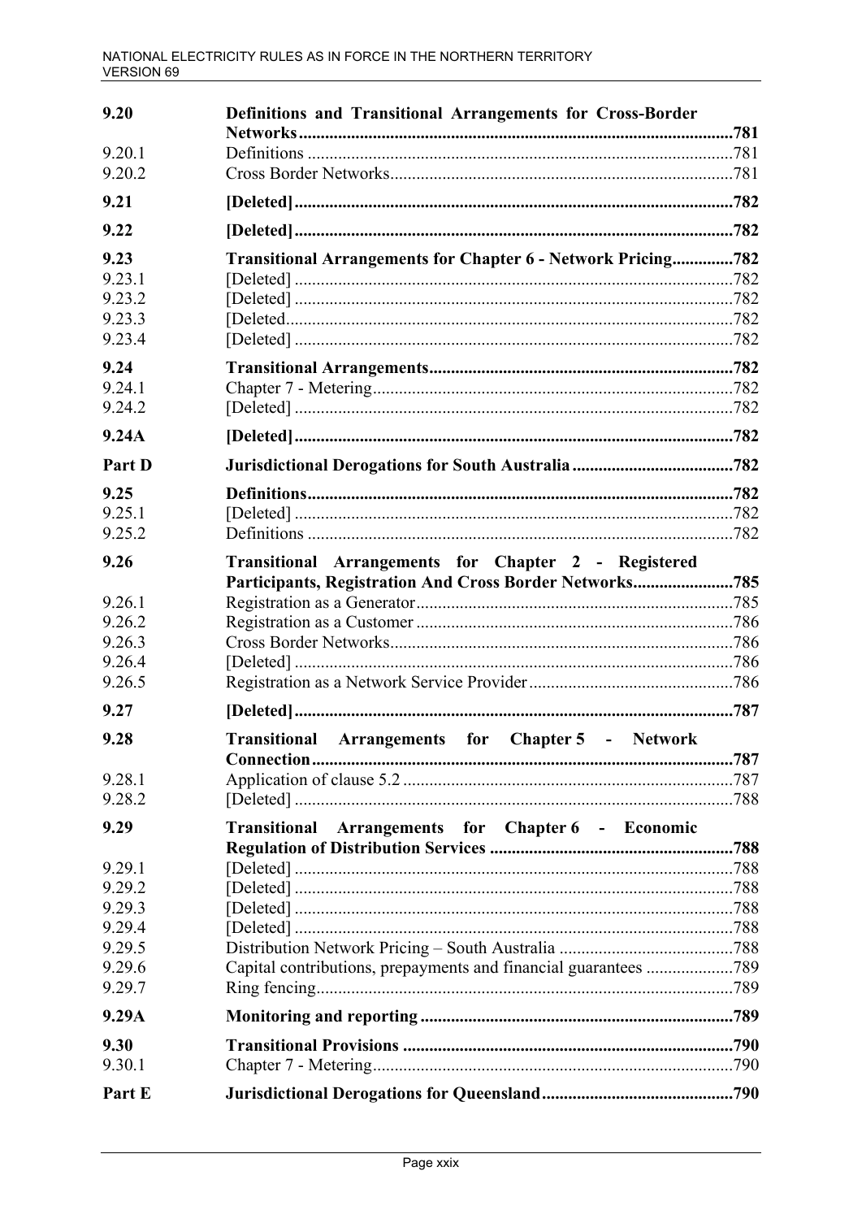| | | |
|---|---|---|
| **9.20** | **Definitions and Transitional Arrangements for Cross-Border Networks** | **781** |
| 9.20.1 | Definitions | 781 |
| 9.20.2 | Cross Border Networks | 781 |
| **9.21** | **[Deleted]** | **782** |
| **9.22** | **[Deleted]** | **782** |
| **9.23** | **Transitional Arrangements for Chapter 6 - Network Pricing** | **782** |
| 9.23.1 | [Deleted] | 782 |
| 9.23.2 | [Deleted] | 782 |
| 9.23.3 | [Deleted. | 782 |
| 9.23.4 | [Deleted] | 782 |
| **9.24** | **Transitional Arrangements** | **782** |
| 9.24.1 | Chapter 7 - Metering | 782 |
| 9.24.2 | [Deleted] | 782 |
| **9.24A** | **[Deleted]** | **782** |
| **Part D** | **Jurisdictional Derogations for South Australia** | **782** |
| **9.25** | **Definitions** | **782** |
| 9.25.1 | [Deleted] | 782 |
| 9.25.2 | Definitions | 782 |
| **9.26** | **Transitional Arrangements for Chapter 2 - Registered Participants, Registration And Cross Border Networks** | **785** |
| 9.26.1 | Registration as a Generator | 785 |
| 9.26.2 | Registration as a Customer | 786 |
| 9.26.3 | Cross Border Networks | 786 |
| 9.26.4 | [Deleted] | 786 |
| 9.26.5 | Registration as a Network Service Provider | 786 |
| **9.27** | **[Deleted]** | **787** |
| **9.28** | **Transitional Arrangements for Chapter 5 - Network Connection** | **787** |
| 9.28.1 | Application of clause 5.2 | 787 |
| 9.28.2 | [Deleted] | 788 |
| **9.29** | **Transitional Arrangements for Chapter 6 - Economic Regulation of Distribution Services** | **788** |
| 9.29.1 | [Deleted] | 788 |
| 9.29.2 | [Deleted] | 788 |
| 9.29.3 | [Deleted] | 788 |
| 9.29.4 | [Deleted] | 788 |
| 9.29.5 | Distribution Network Pricing – South Australia | 788 |
| 9.29.6 | Capital contributions, prepayments and financial guarantees | 789 |
| 9.29.7 | Ring fencing | 789 |
| **9.29A** | **Monitoring and reporting** | **789** |
| **9.30** | **Transitional Provisions** | **790** |
| 9.30.1 | Chapter 7 - Metering | 790 |
| **Part E** | **Jurisdictional Derogations for Queensland** | **790** |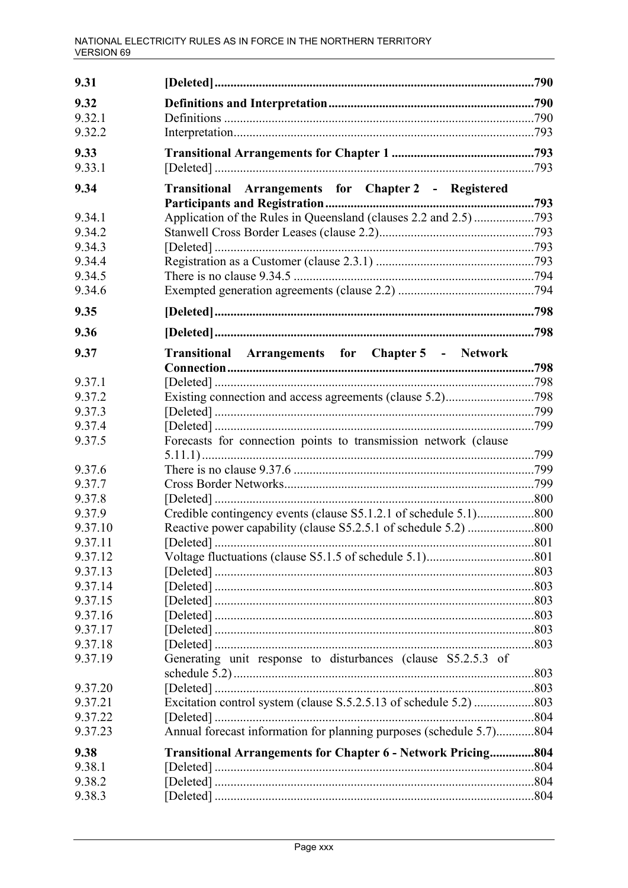| | | |
|---|---|---|
| **9.31** | **[Deleted]** | **790** |
| **9.32** | **Definitions and Interpretation** | **790** |
| 9.32.1 | Definitions | 790 |
| 9.32.2 | Interpretation | 793 |
| **9.33** | **Transitional Arrangements for Chapter 1** | **793** |
| 9.33.1 | [Deleted] | 793 |
| **9.34** | **Transitional Arrangements for Chapter 2 - Registered Participants and Registration** | **793** |
| 9.34.1 | Application of the Rules in Queensland (clauses 2.2 and 2.5) | 793 |
| 9.34.2 | Stanwell Cross Border Leases (clause 2.2) | 793 |
| 9.34.3 | [Deleted] | 793 |
| 9.34.4 | Registration as a Customer (clause 2.3.1) | 793 |
| 9.34.5 | There is no clause 9.34.5 | 794 |
| 9.34.6 | Exempted generation agreements (clause 2.2) | 794 |
| **9.35** | **[Deleted]** | **798** |
| **9.36** | **[Deleted]** | **798** |
| **9.37** | **Transitional Arrangements for Chapter 5 - Network Connection** | **798** |
| 9.37.1 | [Deleted] | 798 |
| 9.37.2 | Existing connection and access agreements (clause 5.2) | 798 |
| 9.37.3 | [Deleted] | 799 |
| 9.37.4 | [Deleted] | 799 |
| 9.37.5 | Forecasts for connection points to transmission network (clause 5.11.1) | 799 |
| 9.37.6 | There is no clause 9.37.6 | 799 |
| 9.37.7 | Cross Border Networks | 799 |
| 9.37.8 | [Deleted] | 800 |
| 9.37.9 | Credible contingency events (clause S5.1.2.1 of schedule 5.1) | 800 |
| 9.37.10 | Reactive power capability (clause S5.2.5.1 of schedule 5.2) | 800 |
| 9.37.11 | [Deleted] | 801 |
| 9.37.12 | Voltage fluctuations (clause S5.1.5 of schedule 5.1) | 801 |
| 9.37.13 | [Deleted] | 803 |
| 9.37.14 | [Deleted] | 803 |
| 9.37.15 | [Deleted] | 803 |
| 9.37.16 | [Deleted] | 803 |
| 9.37.17 | [Deleted] | 803 |
| 9.37.18 | [Deleted] | 803 |
| 9.37.19 | Generating unit response to disturbances (clause S5.2.5.3 of schedule 5.2) | 803 |
| 9.37.20 | [Deleted] | 803 |
| 9.37.21 | Excitation control system (clause S.5.2.5.13 of schedule 5.2) | 803 |
| 9.37.22 | [Deleted] | 804 |
| 9.37.23 | Annual forecast information for planning purposes (schedule 5.7) | 804 |
| **9.38** | **Transitional Arrangements for Chapter 6 - Network Pricing** | **804** |
| 9.38.1 | [Deleted] | 804 |
| 9.38.2 | [Deleted] | 804 |
| 9.38.3 | [Deleted] | 804 |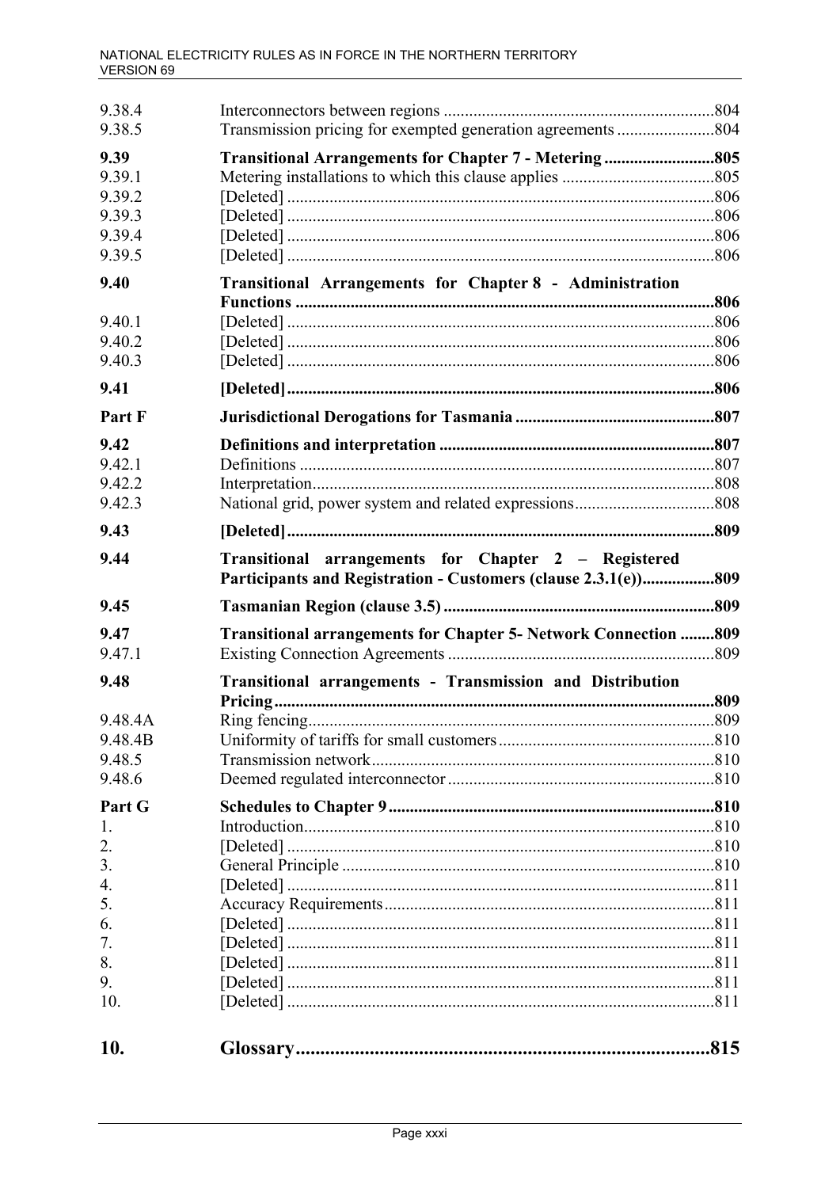| | | |
|---|---|---|
| 9.38.4 | Interconnectors between regions | 804 |
| 9.38.5 | Transmission pricing for exempted generation agreements | 804 |
| **9.39** | **Transitional Arrangements for Chapter 7 - Metering** | **805** |
| 9.39.1 | Metering installations to which this clause applies | 805 |
| 9.39.2 | [Deleted] | 806 |
| 9.39.3 | [Deleted] | 806 |
| 9.39.4 | [Deleted] | 806 |
| 9.39.5 | [Deleted] | 806 |
| **9.40** | **Transitional Arrangements for Chapter 8 - Administration Functions** | **806** |
| 9.40.1 | [Deleted] | 806 |
| 9.40.2 | [Deleted] | 806 |
| 9.40.3 | [Deleted] | 806 |
| **9.41** | **[Deleted]** | **806** |
| **Part F** | **Jurisdictional Derogations for Tasmania** | **807** |
| **9.42** | **Definitions and interpretation** | **807** |
| 9.42.1 | Definitions | 807 |
| 9.42.2 | Interpretation | 808 |
| 9.42.3 | National grid, power system and related expressions | 808 |
| **9.43** | **[Deleted]** | **809** |
| **9.44** | **Transitional arrangements for Chapter 2 – Registered Participants and Registration - Customers (clause 2.3.1(e))** | **809** |
| **9.45** | **Tasmanian Region (clause 3.5)** | **809** |
| **9.47** | **Transitional arrangements for Chapter 5- Network Connection** | **809** |
| 9.47.1 | Existing Connection Agreements | 809 |
| **9.48** | **Transitional arrangements - Transmission and Distribution Pricing** | **809** |
| 9.48.4A | Ring fencing | 809 |
| 9.48.4B | Uniformity of tariffs for small customers | 810 |
| 9.48.5 | Transmission network | 810 |
| 9.48.6 | Deemed regulated interconnector | 810 |
| **Part G** | **Schedules to Chapter 9** | **810** |
| 1. | Introduction | 810 |
| 2. | [Deleted] | 810 |
| 3. | General Principle | 810 |
| 4. | [Deleted] | 811 |
| 5. | Accuracy Requirements | 811 |
| 6. | [Deleted] | 811 |
| 7. | [Deleted] | 811 |
| 8. | [Deleted] | 811 |
| 9. | [Deleted] | 811 |
| 10. | [Deleted] | 811 |
| **10.** | **Glossary** | **815** |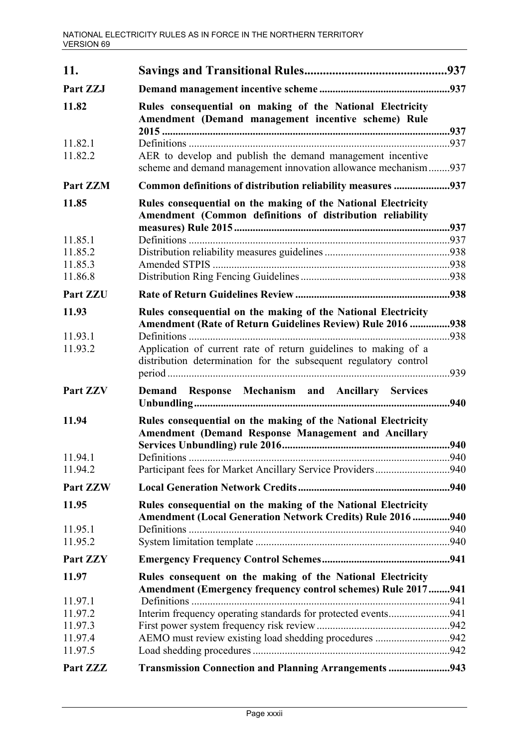| | | |
|---|---|---|
| **11.** | **Savings and Transitional Rules** | **937** |
| **Part ZZJ** | **Demand management incentive scheme** | **937** |
| **11.82** | **Rules consequential on making of the National Electricity Amendment (Demand management incentive scheme) Rule 2015** | **937** |
| 11.82.1 | Definitions | 937 |
| 11.82.2 | AER to develop and publish the demand management incentive scheme and demand management innovation allowance mechanism | 937 |
| **Part ZZM** | **Common definitions of distribution reliability measures** | **937** |
| **11.85** | **Rules consequential on the making of the National Electricity Amendment (Common definitions of distribution reliability measures) Rule 2015** | **937** |
| 11.85.1 | Definitions | 937 |
| 11.85.2 | Distribution reliability measures guidelines | 938 |
| 11.85.3 | Amended STPIS | 938 |
| 11.86.8 | Distribution Ring Fencing Guidelines | 938 |
| **Part ZZU** | **Rate of Return Guidelines Review** | **938** |
| **11.93** | **Rules consequential on the making of the National Electricity Amendment (Rate of Return Guidelines Review) Rule 2016** | **938** |
| 11.93.1 | Definitions | 938 |
| 11.93.2 | Application of current rate of return guidelines to making of a distribution determination for the subsequent regulatory control period | 939 |
| **Part ZZV** | **Demand Response Mechanism and Ancillary Services Unbundling** | **940** |
| **11.94** | **Rules consequential on the making of the National Electricity Amendment (Demand Response Management and Ancillary Services Unbundling) rule 2016** | **940** |
| 11.94.1 | Definitions | 940 |
| 11.94.2 | Participant fees for Market Ancillary Service Providers | 940 |
| **Part ZZW** | **Local Generation Network Credits** | **940** |
| **11.95** | **Rules consequential on the making of the National Electricity Amendment (Local Generation Network Credits) Rule 2016** | **940** |
| 11.95.1 | Definitions | 940 |
| 11.95.2 | System limitation template | 940 |
| **Part ZZY** | **Emergency Frequency Control Schemes** | **941** |
| **11.97** | **Rules consequent on the making of the National Electricity Amendment (Emergency frequency control schemes) Rule 2017** | **941** |
| 11.97.1 | Definitions | 941 |
| 11.97.2 | Interim frequency operating standards for protected events | 941 |
| 11.97.3 | First power system frequency risk review | 942 |
| 11.97.4 | AEMO must review existing load shedding procedures | 942 |
| 11.97.5 | Load shedding procedures | 942 |
| **Part ZZZ** | **Transmission Connection and Planning Arrangements** | **943** |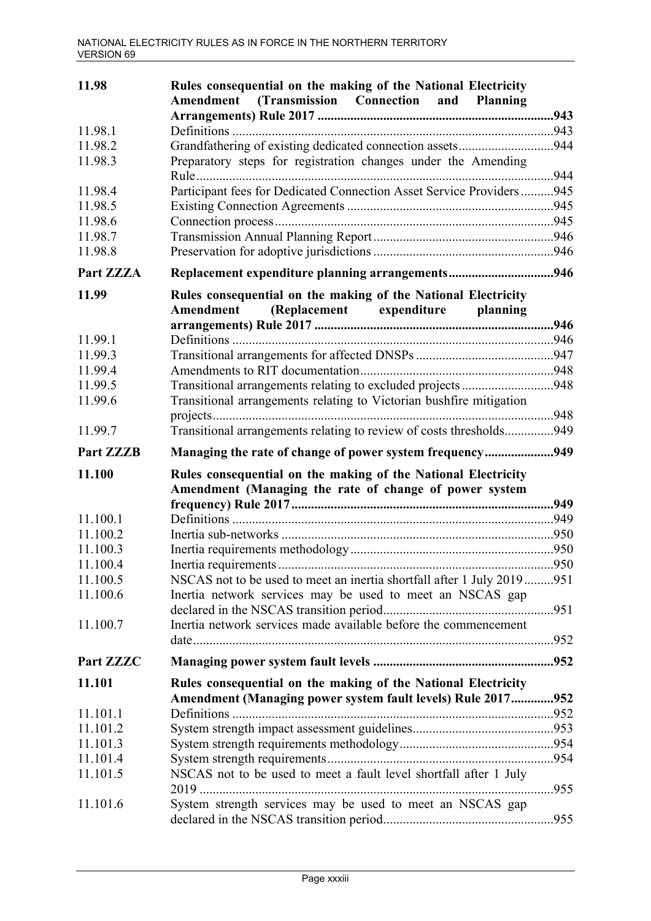| | | |
|---|---|---|
| **11.98** | **Rules consequential on the making of the National Electricity Amendment (Transmission Connection and Planning Arrangements) Rule 2017** | **943** |
| 11.98.1 | Definitions | 943 |
| 11.98.2 | Grandfathering of existing dedicated connection assets | 944 |
| 11.98.3 | Preparatory steps for registration changes under the Amending Rule | 944 |
| 11.98.4 | Participant fees for Dedicated Connection Asset Service Providers | 945 |
| 11.98.5 | Existing Connection Agreements | 945 |
| 11.98.6 | Connection process | 945 |
| 11.98.7 | Transmission Annual Planning Report | 946 |
| 11.98.8 | Preservation for adoptive jurisdictions | 946 |
| **Part ZZZA** | **Replacement expenditure planning arrangements** | **946** |
| **11.99** | **Rules consequential on the making of the National Electricity Amendment (Replacement expenditure planning arrangements) Rule 2017** | **946** |
| 11.99.1 | Definitions | 946 |
| 11.99.3 | Transitional arrangements for affected DNSPs | 947 |
| 11.99.4 | Amendments to RIT documentation | 948 |
| 11.99.5 | Transitional arrangements relating to excluded projects | 948 |
| 11.99.6 | Transitional arrangements relating to Victorian bushfire mitigation projects | 948 |
| 11.99.7 | Transitional arrangements relating to review of costs thresholds | 949 |
| **Part ZZZB** | **Managing the rate of change of power system frequency** | **949** |
| **11.100** | **Rules consequential on the making of the National Electricity Amendment (Managing the rate of change of power system frequency) Rule 2017** | **949** |
| 11.100.1 | Definitions | 949 |
| 11.100.2 | Inertia sub-networks | 950 |
| 11.100.3 | Inertia requirements methodology | 950 |
| 11.100.4 | Inertia requirements | 950 |
| 11.100.5 | NSCAS not to be used to meet an inertia shortfall after 1 July 2019 | 951 |
| 11.100.6 | Inertia network services may be used to meet an NSCAS gap declared in the NSCAS transition period | 951 |
| 11.100.7 | Inertia network services made available before the commencement date | 952 |
| **Part ZZZC** | **Managing power system fault levels** | **952** |
| **11.101** | **Rules consequential on the making of the National Electricity Amendment (Managing power system fault levels) Rule 2017** | **952** |
| 11.101.1 | Definitions | 952 |
| 11.101.2 | System strength impact assessment guidelines | 953 |
| 11.101.3 | System strength requirements methodology | 954 |
| 11.101.4 | System strength requirements | 954 |
| 11.101.5 | NSCAS not to be used to meet a fault level shortfall after 1 July 2019 | 955 |
| 11.101.6 | System strength services may be used to meet an NSCAS gap declared in the NSCAS transition period | 955 |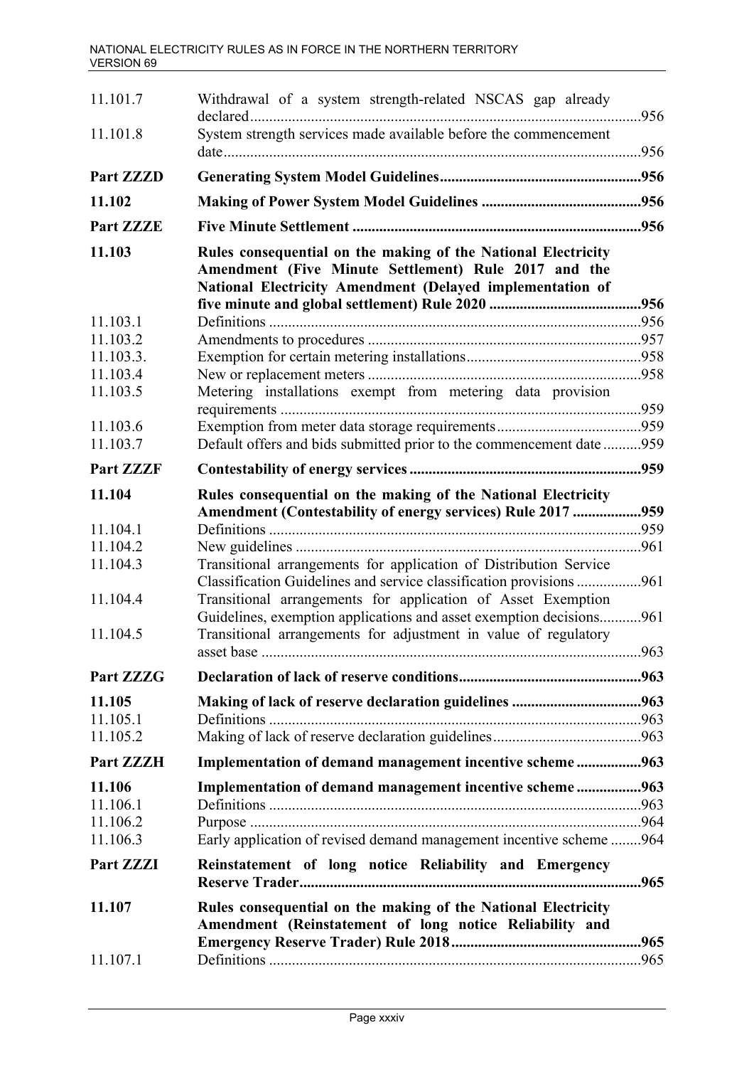| | | |
|---|---|---|
| 11.101.7 | Withdrawal of a system strength-related NSCAS gap already declared | 956 |
| 11.101.8 | System strength services made available before the commencement date | 956 |
| **Part ZZZD** | **Generating System Model Guidelines** | **956** |
| **11.102** | **Making of Power System Model Guidelines** | **956** |
| **Part ZZZE** | **Five Minute Settlement** | **956** |
| **11.103** | **Rules consequential on the making of the National Electricity Amendment (Five Minute Settlement) Rule 2017 and the National Electricity Amendment (Delayed implementation of five minute and global settlement) Rule 2020** | **956** |
| 11.103.1 | Definitions | 956 |
| 11.103.2 | Amendments to procedures | 957 |
| 11.103.3. | Exemption for certain metering installations | 958 |
| 11.103.4 | New or replacement meters | 958 |
| 11.103.5 | Metering installations exempt from metering data provision requirements | 959 |
| 11.103.6 | Exemption from meter data storage requirements | 959 |
| 11.103.7 | Default offers and bids submitted prior to the commencement date | 959 |
| **Part ZZZF** | **Contestability of energy services** | **959** |
| **11.104** | **Rules consequential on the making of the National Electricity Amendment (Contestability of energy services) Rule 2017** | **959** |
| 11.104.1 | Definitions | 959 |
| 11.104.2 | New guidelines | 961 |
| 11.104.3 | Transitional arrangements for application of Distribution Service Classification Guidelines and service classification provisions | 961 |
| 11.104.4 | Transitional arrangements for application of Asset Exemption Guidelines, exemption applications and asset exemption decisions | 961 |
| 11.104.5 | Transitional arrangements for adjustment in value of regulatory asset base | 963 |
| **Part ZZZG** | **Declaration of lack of reserve conditions** | **963** |
| **11.105** | **Making of lack of reserve declaration guidelines** | **963** |
| 11.105.1 | Definitions | 963 |
| 11.105.2 | Making of lack of reserve declaration guidelines | 963 |
| **Part ZZZH** | **Implementation of demand management incentive scheme** | **963** |
| **11.106** | **Implementation of demand management incentive scheme** | **963** |
| 11.106.1 | Definitions | 963 |
| 11.106.2 | Purpose | 964 |
| 11.106.3 | Early application of revised demand management incentive scheme | 964 |
| **Part ZZZI** | **Reinstatement of long notice Reliability and Emergency Reserve Trader** | **965** |
| **11.107** | **Rules consequential on the making of the National Electricity Amendment (Reinstatement of long notice Reliability and Emergency Reserve Trader) Rule 2018** | **965** |
| 11.107.1 | Definitions | 965 |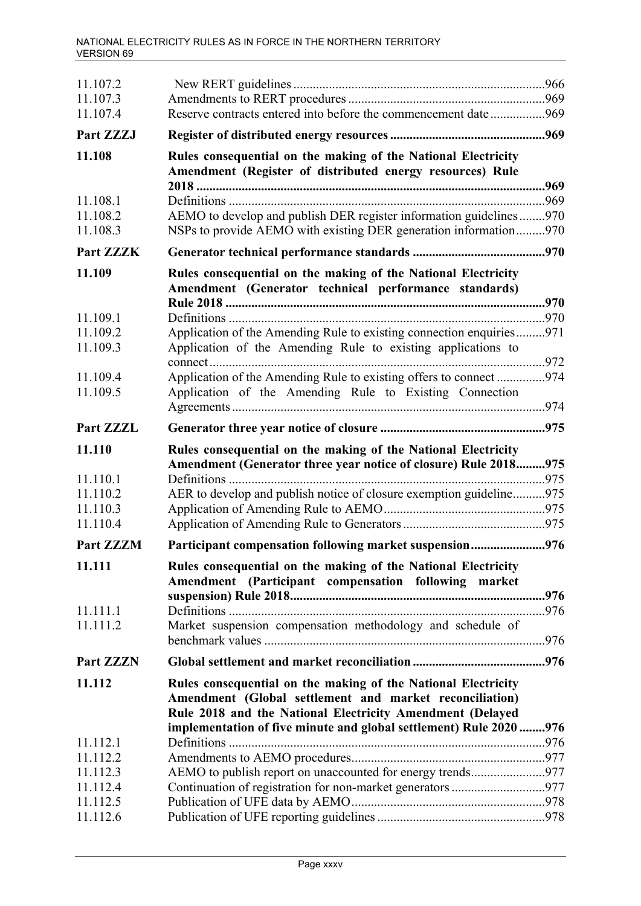| | | |
|---|---|---|
| 11.107.2 | New RERT guidelines | 966 |
| 11.107.3 | Amendments to RERT procedures | 969 |
| 11.107.4 | Reserve contracts entered into before the commencement date | 969 |
| **Part ZZZJ** | **Register of distributed energy resources** | **969** |
| **11.108** | **Rules consequential on the making of the National Electricity Amendment (Register of distributed energy resources) Rule 2018** | **969** |
| 11.108.1 | Definitions | 969 |
| 11.108.2 | AEMO to develop and publish DER register information guidelines | 970 |
| 11.108.3 | NSPs to provide AEMO with existing DER generation information | 970 |
| **Part ZZZK** | **Generator technical performance standards** | **970** |
| **11.109** | **Rules consequential on the making of the National Electricity Amendment (Generator technical performance standards) Rule 2018** | **970** |
| 11.109.1 | Definitions | 970 |
| 11.109.2 | Application of the Amending Rule to existing connection enquiries | 971 |
| 11.109.3 | Application of the Amending Rule to existing applications to connect | 972 |
| 11.109.4 | Application of the Amending Rule to existing offers to connect | 974 |
| 11.109.5 | Application of the Amending Rule to Existing Connection Agreements | 974 |
| **Part ZZZL** | **Generator three year notice of closure** | **975** |
| **11.110** | **Rules consequential on the making of the National Electricity Amendment (Generator three year notice of closure) Rule 2018** | **975** |
| 11.110.1 | Definitions | 975 |
| 11.110.2 | AER to develop and publish notice of closure exemption guideline | 975 |
| 11.110.3 | Application of Amending Rule to AEMO | 975 |
| 11.110.4 | Application of Amending Rule to Generators | 975 |
| **Part ZZZM** | **Participant compensation following market suspension** | **976** |
| **11.111** | **Rules consequential on the making of the National Electricity Amendment (Participant compensation following market suspension) Rule 2018** | **976** |
| 11.111.1 | Definitions | 976 |
| 11.111.2 | Market suspension compensation methodology and schedule of benchmark values | 976 |
| **Part ZZZN** | **Global settlement and market reconciliation** | **976** |
| **11.112** | **Rules consequential on the making of the National Electricity Amendment (Global settlement and market reconciliation) Rule 2018 and the National Electricity Amendment (Delayed implementation of five minute and global settlement) Rule 2020** | **976** |
| 11.112.1 | Definitions | 976 |
| 11.112.2 | Amendments to AEMO procedures | 977 |
| 11.112.3 | AEMO to publish report on unaccounted for energy trends | 977 |
| 11.112.4 | Continuation of registration for non-market generators | 977 |
| 11.112.5 | Publication of UFE data by AEMO | 978 |
| 11.112.6 | Publication of UFE reporting guidelines | 978 |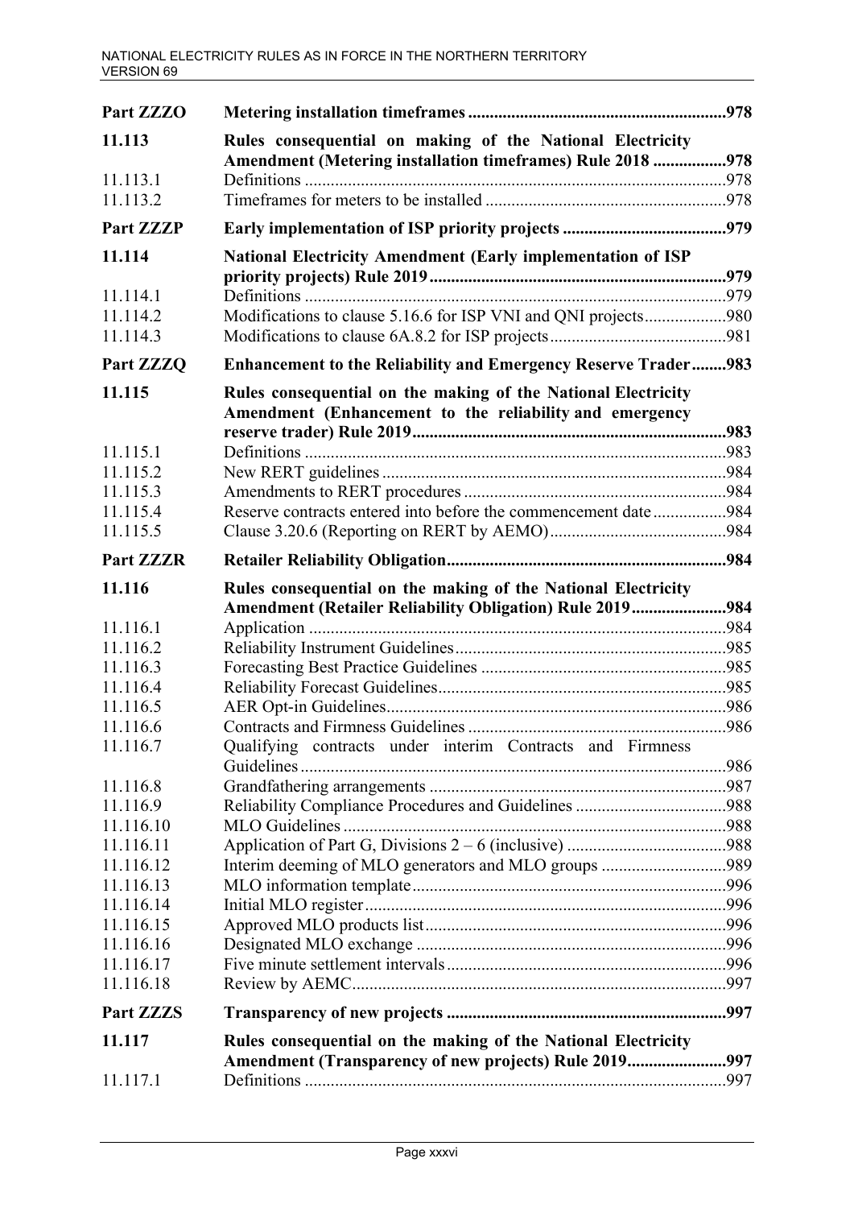| | | |
|---|---|---|
| **Part ZZZO** | **Metering installation timeframes** | **978** |
| **11.113** | **Rules consequential on making of the National Electricity Amendment (Metering installation timeframes) Rule 2018** | **978** |
| 11.113.1 | Definitions | 978 |
| 11.113.2 | Timeframes for meters to be installed | 978 |
| **Part ZZZP** | **Early implementation of ISP priority projects** | **979** |
| **11.114** | **National Electricity Amendment (Early implementation of ISP priority projects) Rule 2019** | **979** |
| 11.114.1 | Definitions | 979 |
| 11.114.2 | Modifications to clause 5.16.6 for ISP VNI and QNI projects | 980 |
| 11.114.3 | Modifications to clause 6A.8.2 for ISP projects | 981 |
| **Part ZZZQ** | **Enhancement to the Reliability and Emergency Reserve Trader** | **983** |
| **11.115** | **Rules consequential on the making of the National Electricity Amendment (Enhancement to the reliability and emergency reserve trader) Rule 2019** | **983** |
| 11.115.1 | Definitions | 983 |
| 11.115.2 | New RERT guidelines | 984 |
| 11.115.3 | Amendments to RERT procedures | 984 |
| 11.115.4 | Reserve contracts entered into before the commencement date | 984 |
| 11.115.5 | Clause 3.20.6 (Reporting on RERT by AEMO) | 984 |
| **Part ZZZR** | **Retailer Reliability Obligation** | **984** |
| **11.116** | **Rules consequential on the making of the National Electricity Amendment (Retailer Reliability Obligation) Rule 2019** | **984** |
| 11.116.1 | Application | 984 |
| 11.116.2 | Reliability Instrument Guidelines | 985 |
| 11.116.3 | Forecasting Best Practice Guidelines | 985 |
| 11.116.4 | Reliability Forecast Guidelines | 985 |
| 11.116.5 | AER Opt-in Guidelines | 986 |
| 11.116.6 | Contracts and Firmness Guidelines | 986 |
| 11.116.7 | Qualifying contracts under interim Contracts and Firmness Guidelines | 986 |
| 11.116.8 | Grandfathering arrangements | 987 |
| 11.116.9 | Reliability Compliance Procedures and Guidelines | 988 |
| 11.116.10 | MLO Guidelines | 988 |
| 11.116.11 | Application of Part G, Divisions 2 – 6 (inclusive) | 988 |
| 11.116.12 | Interim deeming of MLO generators and MLO groups | 989 |
| 11.116.13 | MLO information template | 996 |
| 11.116.14 | Initial MLO register | 996 |
| 11.116.15 | Approved MLO products list | 996 |
| 11.116.16 | Designated MLO exchange | 996 |
| 11.116.17 | Five minute settlement intervals | 996 |
| 11.116.18 | Review by AEMC | 997 |
| **Part ZZZS** | **Transparency of new projects** | **997** |
| **11.117** | **Rules consequential on the making of the National Electricity Amendment (Transparency of new projects) Rule 2019** | **997** |
| 11.117.1 | Definitions | 997 |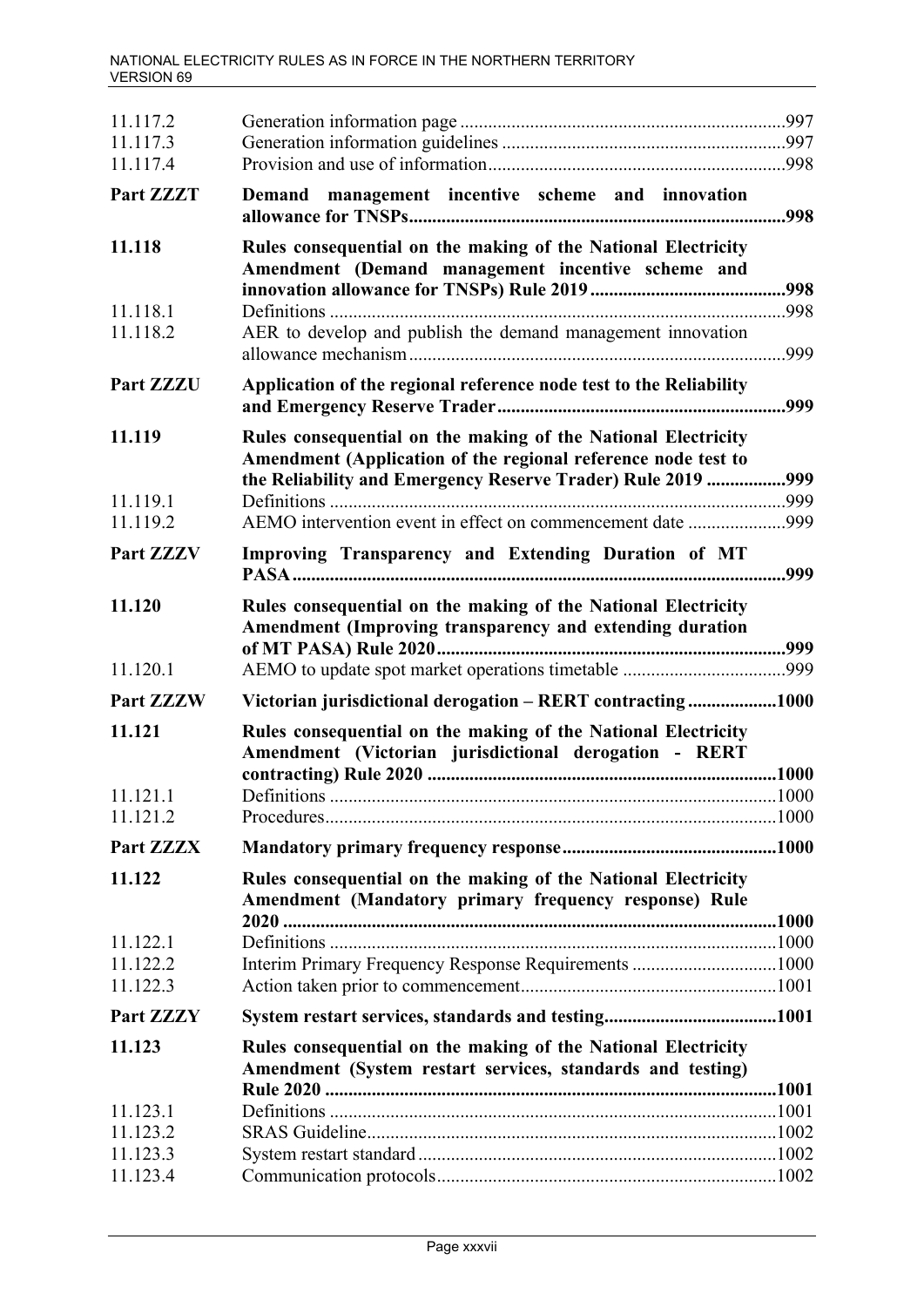| | | |
|---|---|---|
| 11.117.2 | Generation information page | 997 |
| 11.117.3 | Generation information guidelines | 997 |
| 11.117.4 | Provision and use of information | 998 |
| **Part ZZZT** | **Demand management incentive scheme and innovation allowance for TNSPs** | **998** |
| **11.118** | **Rules consequential on the making of the National Electricity Amendment (Demand management incentive scheme and innovation allowance for TNSPs) Rule 2019** | **998** |
| 11.118.1 | Definitions | 998 |
| 11.118.2 | AER to develop and publish the demand management innovation allowance mechanism | 999 |
| **Part ZZZU** | **Application of the regional reference node test to the Reliability and Emergency Reserve Trader** | **999** |
| **11.119** | **Rules consequential on the making of the National Electricity Amendment (Application of the regional reference node test to the Reliability and Emergency Reserve Trader) Rule 2019** | **999** |
| 11.119.1 | Definitions | 999 |
| 11.119.2 | AEMO intervention event in effect on commencement date | 999 |
| **Part ZZZV** | **Improving Transparency and Extending Duration of MT PASA** | **999** |
| **11.120** | **Rules consequential on the making of the National Electricity Amendment (Improving transparency and extending duration of MT PASA) Rule 2020** | **999** |
| 11.120.1 | AEMO to update spot market operations timetable | 999 |
| **Part ZZZW** | **Victorian jurisdictional derogation – RERT contracting** | **1000** |
| **11.121** | **Rules consequential on the making of the National Electricity Amendment (Victorian jurisdictional derogation - RERT contracting) Rule 2020** | **1000** |
| 11.121.1 | Definitions | 1000 |
| 11.121.2 | Procedures | 1000 |
| **Part ZZZX** | **Mandatory primary frequency response** | **1000** |
| **11.122** | **Rules consequential on the making of the National Electricity Amendment (Mandatory primary frequency response) Rule 2020** | **1000** |
| 11.122.1 | Definitions | 1000 |
| 11.122.2 | Interim Primary Frequency Response Requirements | 1000 |
| 11.122.3 | Action taken prior to commencement | 1001 |
| **Part ZZZY** | **System restart services, standards and testing** | **1001** |
| **11.123** | **Rules consequential on the making of the National Electricity Amendment (System restart services, standards and testing) Rule 2020** | **1001** |
| 11.123.1 | Definitions | 1001 |
| 11.123.2 | SRAS Guideline | 1002 |
| 11.123.3 | System restart standard | 1002 |
| 11.123.4 | Communication protocols | 1002 |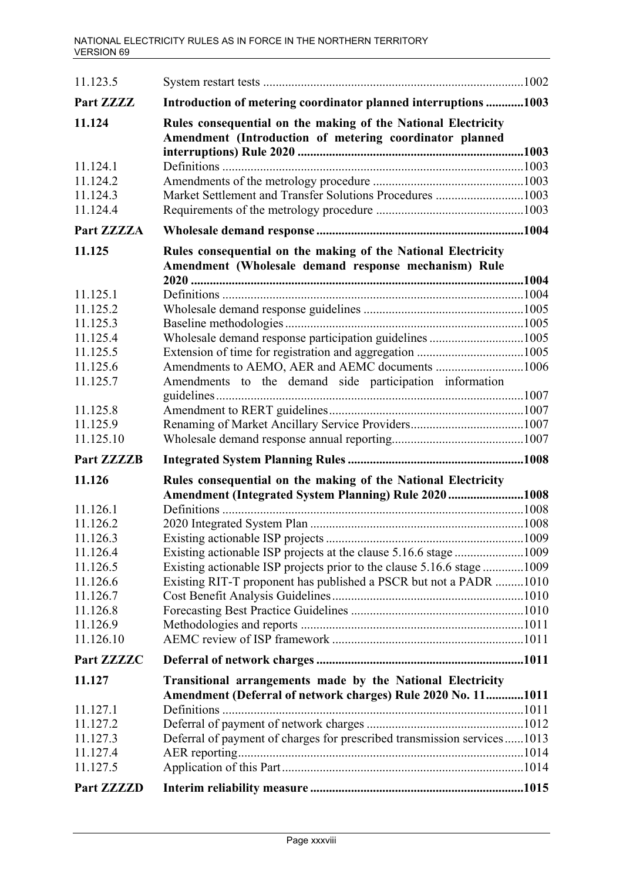| | | |
|---|---|---|
| 11.123.5 | System restart tests | 1002 |
| **Part ZZZZ** | **Introduction of metering coordinator planned interruptions** | **1003** |
| **11.124** | **Rules consequential on the making of the National Electricity Amendment (Introduction of metering coordinator planned interruptions) Rule 2020** | **1003** |
| 11.124.1 | Definitions | 1003 |
| 11.124.2 | Amendments of the metrology procedure | 1003 |
| 11.124.3 | Market Settlement and Transfer Solutions Procedures | 1003 |
| 11.124.4 | Requirements of the metrology procedure | 1003 |
| **Part ZZZZA** | **Wholesale demand response** | **1004** |
| **11.125** | **Rules consequential on the making of the National Electricity Amendment (Wholesale demand response mechanism) Rule 2020** | **1004** |
| 11.125.1 | Definitions | 1004 |
| 11.125.2 | Wholesale demand response guidelines | 1005 |
| 11.125.3 | Baseline methodologies | 1005 |
| 11.125.4 | Wholesale demand response participation guidelines | 1005 |
| 11.125.5 | Extension of time for registration and aggregation | 1005 |
| 11.125.6 | Amendments to AEMO, AER and AEMC documents | 1006 |
| 11.125.7 | Amendments to the demand side participation information guidelines | 1007 |
| 11.125.8 | Amendment to RERT guidelines | 1007 |
| 11.125.9 | Renaming of Market Ancillary Service Providers | 1007 |
| 11.125.10 | Wholesale demand response annual reporting | 1007 |
| **Part ZZZZB** | **Integrated System Planning Rules** | **1008** |
| **11.126** | **Rules consequential on the making of the National Electricity Amendment (Integrated System Planning) Rule 2020** | **1008** |
| 11.126.1 | Definitions | 1008 |
| 11.126.2 | 2020 Integrated System Plan | 1008 |
| 11.126.3 | Existing actionable ISP projects | 1009 |
| 11.126.4 | Existing actionable ISP projects at the clause 5.16.6 stage | 1009 |
| 11.126.5 | Existing actionable ISP projects prior to the clause 5.16.6 stage | 1009 |
| 11.126.6 | Existing RIT-T proponent has published a PSCR but not a PADR | 1010 |
| 11.126.7 | Cost Benefit Analysis Guidelines | 1010 |
| 11.126.8 | Forecasting Best Practice Guidelines | 1010 |
| 11.126.9 | Methodologies and reports | 1011 |
| 11.126.10 | AEMC review of ISP framework | 1011 |
| **Part ZZZZC** | **Deferral of network charges** | **1011** |
| **11.127** | **Transitional arrangements made by the National Electricity Amendment (Deferral of network charges) Rule 2020 No. 11** | **1011** |
| 11.127.1 | Definitions | 1011 |
| 11.127.2 | Deferral of payment of network charges | 1012 |
| 11.127.3 | Deferral of payment of charges for prescribed transmission services | 1013 |
| 11.127.4 | AER reporting | 1014 |
| 11.127.5 | Application of this Part | 1014 |
| **Part ZZZZD** | **Interim reliability measure** | **1015** |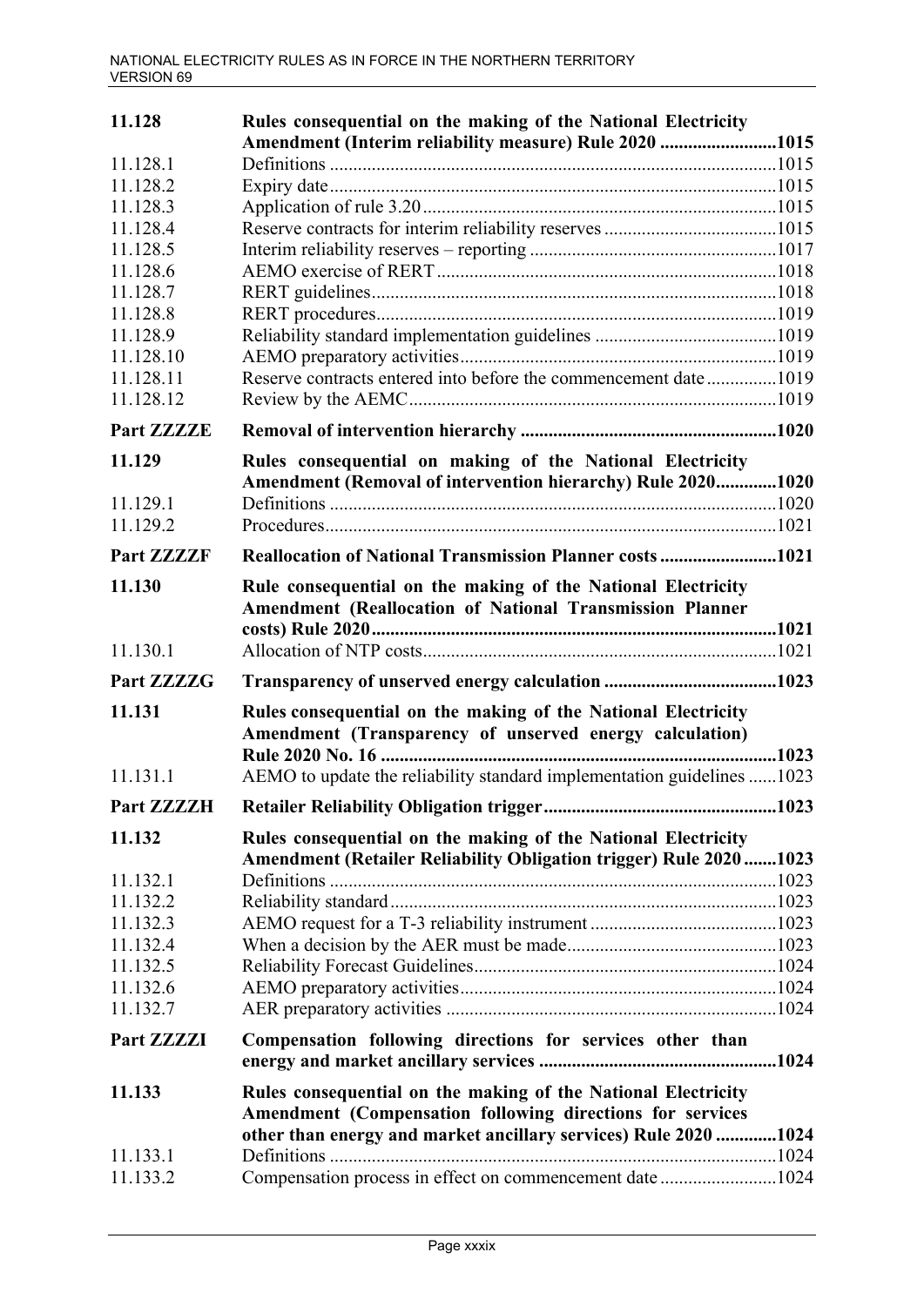| | | |
|---|---|---|
| **11.128** | **Rules consequential on the making of the National Electricity Amendment (Interim reliability measure) Rule 2020** | **1015** |
| 11.128.1 | Definitions | 1015 |
| 11.128.2 | Expiry date | 1015 |
| 11.128.3 | Application of rule 3.20 | 1015 |
| 11.128.4 | Reserve contracts for interim reliability reserves | 1015 |
| 11.128.5 | Interim reliability reserves – reporting | 1017 |
| 11.128.6 | AEMO exercise of RERT | 1018 |
| 11.128.7 | RERT guidelines | 1018 |
| 11.128.8 | RERT procedures | 1019 |
| 11.128.9 | Reliability standard implementation guidelines | 1019 |
| 11.128.10 | AEMO preparatory activities | 1019 |
| 11.128.11 | Reserve contracts entered into before the commencement date | 1019 |
| 11.128.12 | Review by the AEMC | 1019 |
| **Part ZZZZE** | **Removal of intervention hierarchy** | **1020** |
| **11.129** | **Rules consequential on making of the National Electricity Amendment (Removal of intervention hierarchy) Rule 2020** | **1020** |
| 11.129.1 | Definitions | 1020 |
| 11.129.2 | Procedures | 1021 |
| **Part ZZZZF** | **Reallocation of National Transmission Planner costs** | **1021** |
| **11.130** | **Rule consequential on the making of the National Electricity Amendment (Reallocation of National Transmission Planner costs) Rule 2020** | **1021** |
| 11.130.1 | Allocation of NTP costs | 1021 |
| **Part ZZZZG** | **Transparency of unserved energy calculation** | **1023** |
| **11.131** | **Rules consequential on the making of the National Electricity Amendment (Transparency of unserved energy calculation) Rule 2020 No. 16** | **1023** |
| 11.131.1 | AEMO to update the reliability standard implementation guidelines | 1023 |
| **Part ZZZZH** | **Retailer Reliability Obligation trigger** | **1023** |
| **11.132** | **Rules consequential on the making of the National Electricity Amendment (Retailer Reliability Obligation trigger) Rule 2020** | **1023** |
| 11.132.1 | Definitions | 1023 |
| 11.132.2 | Reliability standard | 1023 |
| 11.132.3 | AEMO request for a T-3 reliability instrument | 1023 |
| 11.132.4 | When a decision by the AER must be made | 1023 |
| 11.132.5 | Reliability Forecast Guidelines | 1024 |
| 11.132.6 | AEMO preparatory activities | 1024 |
| 11.132.7 | AER preparatory activities | 1024 |
| **Part ZZZZI** | **Compensation following directions for services other than energy and market ancillary services** | **1024** |
| **11.133** | **Rules consequential on the making of the National Electricity Amendment (Compensation following directions for services other than energy and market ancillary services) Rule 2020** | **1024** |
| 11.133.1 | Definitions | 1024 |
| 11.133.2 | Compensation process in effect on commencement date | 1024 |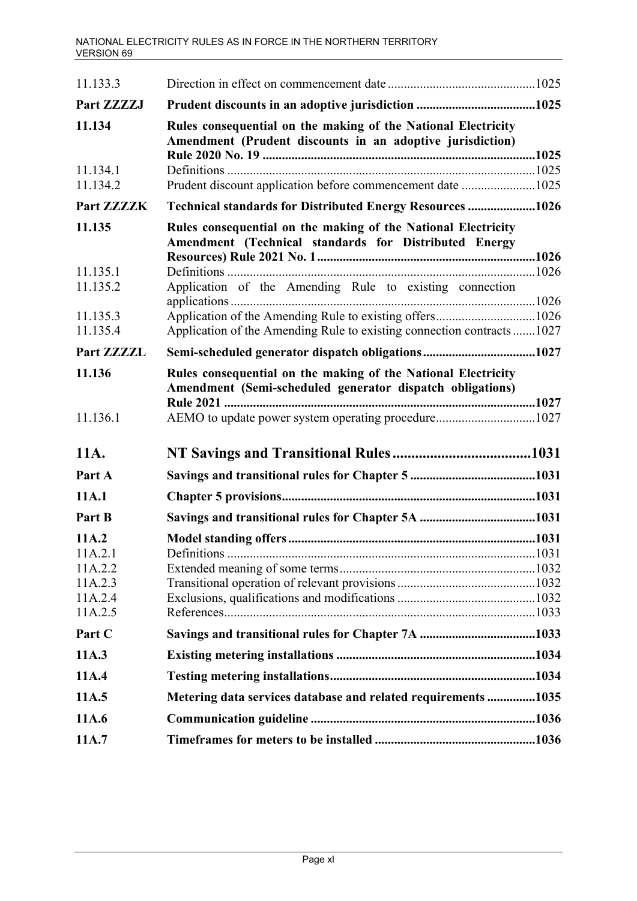| | | |
|---|---|---|
| 11.133.3 | Direction in effect on commencement date | 1025 |
| **Part ZZZZJ** | **Prudent discounts in an adoptive jurisdiction** | **1025** |
| **11.134** | **Rules consequential on the making of the National Electricity Amendment (Prudent discounts in an adoptive jurisdiction) Rule 2020 No. 19** | **1025** |
| 11.134.1 | Definitions | 1025 |
| 11.134.2 | Prudent discount application before commencement date | 1025 |
| **Part ZZZZK** | **Technical standards for Distributed Energy Resources** | **1026** |
| **11.135** | **Rules consequential on the making of the National Electricity Amendment (Technical standards for Distributed Energy Resources) Rule 2021 No. 1** | **1026** |
| 11.135.1 | Definitions | 1026 |
| 11.135.2 | Application of the Amending Rule to existing connection applications | 1026 |
| 11.135.3 | Application of the Amending Rule to existing offers | 1026 |
| 11.135.4 | Application of the Amending Rule to existing connection contracts | 1027 |
| **Part ZZZZL** | **Semi-scheduled generator dispatch obligations** | **1027** |
| **11.136** | **Rules consequential on the making of the National Electricity Amendment (Semi-scheduled generator dispatch obligations) Rule 2021** | **1027** |
| 11.136.1 | AEMO to update power system operating procedure | 1027 |
| **11A.** | **NT Savings and Transitional Rules** | **1031** |
| **Part A** | **Savings and transitional rules for Chapter 5** | **1031** |
| **11A.1** | **Chapter 5 provisions** | **1031** |
| **Part B** | **Savings and transitional rules for Chapter 5A** | **1031** |
| **11A.2** | **Model standing offers** | **1031** |
| 11A.2.1 | Definitions | 1031 |
| 11A.2.2 | Extended meaning of some terms | 1032 |
| 11A.2.3 | Transitional operation of relevant provisions | 1032 |
| 11A.2.4 | Exclusions, qualifications and modifications | 1032 |
| 11A.2.5 | References | 1033 |
| **Part C** | **Savings and transitional rules for Chapter 7A** | **1033** |
| **11A.3** | **Existing metering installations** | **1034** |
| **11A.4** | **Testing metering installations** | **1034** |
| **11A.5** | **Metering data services database and related requirements** | **1035** |
| **11A.6** | **Communication guideline** | **1036** |
| **11A.7** | **Timeframes for meters to be installed** | **1036** |